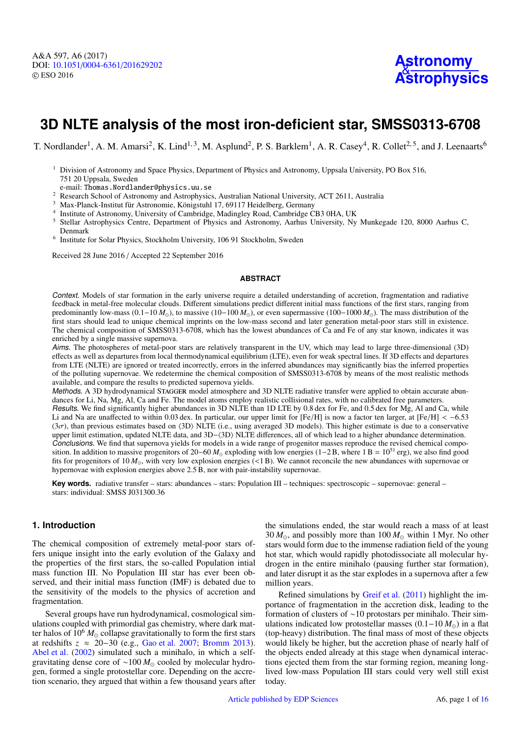# 3D NLTE analysis of the most iron-deficient star, SMSS0313-6708

T. Nordlander[1], A. M. Amarsi[2], K. Lind[1,3], M. Asplund[2], P. S. Barklem[1], A. R. Casey[4], R. Collet[2,5], and J. Leenaarts[6]

[1] Division of Astronomy and Space Physics, Department of Physics and Astronomy, Uppsala University, PO Box 516, 751 20 Uppsala, Sweden
e-mail: Thomas.Nordlander@physics.uu.se
[2] Research School of Astronomy and Astrophysics, Australian National University, ACT 2611, Australia
[3] Max-Planck-Institut für Astronomie, Königstuhl 17, 69117 Heidelberg, Germany
[4] Institute of Astronomy, University of Cambridge, Madingley Road, Cambridge CB3 0HA, UK
[5] Stellar Astrophysics Centre, Department of Physics and Astronomy, Aarhus University, Ny Munkegade 120, 8000 Aarhus C, Denmark
[6] Institute for Solar Physics, Stockholm University, 106 91 Stockholm, Sweden

Received 28 June 2016 / Accepted 22 September 2016

## ABSTRACT

*Context.* Models of star formation in the early universe require a detailed understanding of accretion, fragmentation and radiative feedback in metal-free molecular clouds. Different simulations predict different initial mass functions of the first stars, ranging from predominantly low-mass ($0.1-10\,M_\odot$), to massive ($10-100\,M_\odot$), or even supermassive ($100-1000\,M_\odot$). The mass distribution of the first stars should lead to unique chemical imprints on the low-mass second and later generation metal-poor stars still in existence. The chemical composition of SMSS0313-6708, which has the lowest abundances of Ca and Fe of any star known, indicates it was enriched by a single massive supernova.

*Aims.* The photospheres of metal-poor stars are relatively transparent in the UV, which may lead to large three-dimensional (3D) effects as well as departures from local thermodynamical equilibrium (LTE), even for weak spectral lines. If 3D effects and departures from LTE (NLTE) are ignored or treated incorrectly, errors in the inferred abundances may significantly bias the inferred properties of the polluting supernovae. We redetermine the chemical composition of SMSS0313-6708 by means of the most realistic methods available, and compare the results to predicted supernova yields.

*Methods.* A 3D hydrodynamical Stagger model atmosphere and 3D NLTE radiative transfer were applied to obtain accurate abundances for Li, Na, Mg, Al, Ca and Fe. The model atoms employ realistic collisional rates, with no calibrated free parameters.

*Results.* We find significantly higher abundances in 3D NLTE than 1D LTE by 0.8 dex for Fe, and 0.5 dex for Mg, Al and Ca, while Li and Na are unaffected to within 0.03 dex. In particular, our upper limit for [Fe/H] is now a factor ten larger, at $[\mathrm{Fe/H}] < -6.53$ ($3\sigma$), than previous estimates based on ⟨3D⟩ NLTE (i.e., using averaged 3D models). This higher estimate is due to a conservative upper limit estimation, updated NLTE data, and 3D−⟨3D⟩ NLTE differences, all of which lead to a higher abundance determination.

*Conclusions.* We find that supernova yields for models in a wide range of progenitor masses reproduce the revised chemical composition. In addition to massive progenitors of $20-60\,M_\odot$ exploding with low energies (1−2 B, where 1 B = $10^{51}$ erg), we also find good fits for progenitors of $10\,M_\odot$, with very low explosion energies (<1 B). We cannot reconcile the new abundances with supernovae or hypernovae with explosion energies above 2.5 B, nor with pair-instability supernovae.

**Key words.** radiative transfer – stars: abundances – stars: Population III – techniques: spectroscopic – supernovae: general – stars: individual: SMSS J031300.36

## 1. Introduction

The chemical composition of extremely metal-poor stars offers unique insight into the early evolution of the Galaxy and the properties of the first stars, the so-called Population initial mass function III. No Population III star has ever been observed, and their initial mass function (IMF) is debated due to the sensitivity of the models to the physics of accretion and fragmentation.

Several groups have run hydrodynamical, cosmological simulations coupled with primordial gas chemistry, where dark matter halos of $10^6\,M_\odot$ collapse gravitationally to form the first stars at redshifts $z \approx 20-30$ (e.g., Gao et al. 2007; Bromm 2013). Abel et al. (2002) simulated such a minihalo, in which a self-gravitating dense core of $\sim 100\,M_\odot$ cooled by molecular hydrogen, formed a single protostellar core. Depending on the accretion scenario, they argued that within a few thousand years after the simulations ended, the star would reach a mass of at least $30\,M_\odot$, and possibly more than $100\,M_\odot$ within 1 Myr. No other stars would form due to the immense radiation field of the young hot star, which would rapidly photodissociate all molecular hydrogen in the entire minihalo (pausing further star formation), and later disrupt it as the star explodes in a supernova after a few million years.

Refined simulations by Greif et al. (2011) highlight the importance of fragmentation in the accretion disk, leading to the formation of clusters of ~10 protostars per minihalo. Their simulations indicated low protostellar masses ($0.1-10\,M_\odot$) in a flat (top-heavy) distribution. The final mass of most of these objects would likely be higher, but the accretion phase of nearly half of the objects ended already at this stage when dynamical interactions ejected them from the star forming region, meaning long-lived low-mass Population III stars could very well still exist today.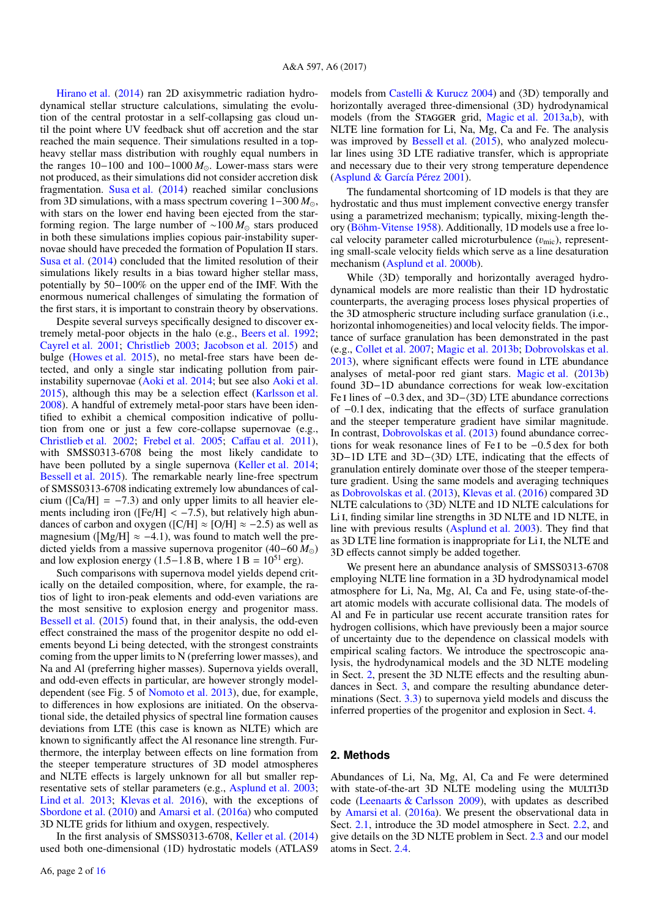Hirano et al. (2014) ran 2D axisymmetric radiation hydrodynamical stellar structure calculations, simulating the evolution of the central protostar in a self-collapsing gas cloud until the point where UV feedback shut off accretion and the star reached the main sequence. Their simulations resulted in a top-heavy stellar mass distribution with roughly equal numbers in the ranges 10−100 and 100−1000 $M_\odot$. Lower-mass stars were not produced, as their simulations did not consider accretion disk fragmentation. Susa et al. (2014) reached similar conclusions from 3D simulations, with a mass spectrum covering 1−300 $M_\odot$, with stars on the lower end having been ejected from the star-forming region. The large number of ∼100 $M_\odot$ stars produced in both these simulations implies copious pair-instability supernovae should have preceded the formation of Population II stars. Susa et al. (2014) concluded that the limited resolution of their simulations likely results in a bias toward higher stellar mass, potentially by 50−100% on the upper end of the IMF. With the enormous numerical challenges of simulating the formation of the first stars, it is important to constrain theory by observations.

Despite several surveys specifically designed to discover extremely metal-poor objects in the halo (e.g., Beers et al. 1992; Cayrel et al. 2001; Christlieb 2003; Jacobson et al. 2015) and bulge (Howes et al. 2015), no metal-free stars have been detected, and only a single star indicating pollution from pair-instability supernova (Aoki et al. 2014; but see also Aoki et al. 2015), although this may be a selection effect (Karlsson et al. 2008). A handful of extremely metal-poor stars have been identified to exhibit a chemical composition indicative of pollution from one or just a few core-collapse supernovae (e.g., Christlieb et al. 2002; Frebel et al. 2005; Caffau et al. 2011), with SMSS0313-6708 being the most likely candidate to have been polluted by a single supernova (Keller et al. 2014; Bessell et al. 2015). The remarkable nearly line-free spectrum of SMSS0313-6708 indicating extremely low abundances of calcium ([Ca/H] = −7.3) and only upper limits to all heavier elements including iron ([Fe/H] < −7.5), but relatively high abundances of carbon and oxygen ([C/H] ≈ [O/H] ≈ −2.5) as well as magnesium ([Mg/H] ≈ −4.1), was found to match well the predicted yields from a massive supernova progenitor (40−60 $M_\odot$) and low explosion energy (1.5−1.8 B, where 1 B = $10^{51}$ erg).

Such comparisons with supernova model yields depend critically on the detailed composition, where, for example, the ratios of light to iron-peak elements and odd-even variations are the most sensitive to explosion energy and progenitor mass. Bessell et al. (2015) found that, in their analysis, the odd-even effect constrained the mass of the progenitor despite no odd elements beyond Li being detected, with the strongest constraints coming from the upper limits to N (preferring lower masses), and Na and Al (preferring higher masses). Supernova yields overall, and odd-even effects in particular, are however strongly model-dependent (see Fig. 5 of Nomoto et al. 2013), due, for example, to differences in how explosions are initiated. On the observational side, the detailed physics of spectral line formation causes deviations from LTE (this case is known as NLTE) which are known to significantly affect the Al resonance line strength. Furthermore, the interplay between effects on line formation from the steeper temperature structures of 3D model atmospheres and NLTE effects is largely unknown for all but smaller representative sets of stellar parameters (e.g., Asplund et al. 2003; Lind et al. 2013; Klevas et al. 2016), with the exceptions of Sbordone et al. (2010) and Amarsi et al. (2016a) who computed 3D NLTE grids for lithium and oxygen, respectively.

In the first analysis of SMSS0313-6708, Keller et al. (2014) used both one-dimensional (1D) hydrostatic models (ATLAS9 models from Castelli & Kurucz 2004) and ⟨3D⟩ temporally and horizontally averaged three-dimensional (3D) hydrodynamical models (from the STAGGER grid, Magic et al. 2013a,b), with NLTE line formation for Li, Na, Mg, Ca and Fe. The analysis was improved by Bessell et al. (2015), who analyzed molecular lines using 3D LTE radiative transfer, which is appropriate and necessary due to their very strong temperature dependence (Asplund & García Pérez 2001).

The fundamental shortcoming of 1D models is that they are hydrostatic and thus must implement convective energy transfer using a parametrized mechanism; typically, mixing-length theory (Böhm-Vitense 1958). Additionally, 1D models use a free local velocity parameter called microturbulence ($v_{\rm mic}$), representing small-scale velocity fields which serve as a line desaturation mechanism (Asplund et al. 2000b).

While ⟨3D⟩ temporally and horizontally averaged hydrodynamical models are more realistic than their 1D hydrostatic counterparts, the averaging process loses physical properties of the 3D atmospheric structure including surface granulation (i.e., horizontal inhomogeneities) and local velocity fields. The importance of surface granulation has been demonstrated in the past (e.g., Collet et al. 2007; Magic et al. 2013b; Dobrovolskas et al. 2013), where significant effects were found in LTE abundance analyses of metal-poor red giant stars. Magic et al. (2013b) found 3D−1D abundance corrections for weak low-excitation Fe I lines of −0.3 dex, and 3D−⟨3D⟩ LTE abundance corrections of −0.1 dex, indicating that the effects of surface granulation and the steeper temperature gradient have similar magnitude. In contrast, Dobrovolskas et al. (2013) found abundance corrections for weak resonance lines of Fe I to be −0.5 dex for both 3D−1D LTE and 3D−⟨3D⟩ LTE, indicating that the effects of granulation entirely dominate over those of the steeper temperature gradient. Using the same models and averaging techniques as Dobrovolskas et al. (2013), Klevas et al. (2016) compared 3D NLTE calculations to ⟨3D⟩ NLTE and 1D NLTE calculations for Li I, finding similar line strengths in 3D NLTE and 1D NLTE, in line with previous results (Asplund et al. 2003). They find that as 3D LTE line formation is inappropriate for Li I, the NLTE and 3D effects cannot simply be added together.

We present here an abundance analysis of SMSS0313-6708 employing NLTE line formation in a 3D hydrodynamical model atmosphere for Li, Na, Mg, Al, Ca and Fe, using state-of-the-art atomic models with accurate collisional data. The models of Al and Fe in particular use recent accurate transition rates for hydrogen collisions, which have previously been a major source of uncertainty due to the dependence on classical models with empirical scaling factors. We introduce the spectroscopic analysis, the hydrodynamical models and the 3D NLTE modeling in Sect. 2, present the 3D NLTE effects and the resulting abundances in Sect. 3, and compare the resulting abundance determinations (Sect. 3.3) to supernova yield models and discuss the inferred properties of the progenitor and explosion in Sect. 4.

## 2. Methods

Abundances of Li, Na, Mg, Al, Ca and Fe were determined with state-of-the-art 3D NLTE modeling using the MULTI3D code (Leenaarts & Carlsson 2009), with updates as described by Amarsi et al. (2016a). We present the observational data in Sect. 2.1, introduce the 3D model atmosphere in Sect. 2.2, and give details on the 3D NLTE problem in Sect. 2.3 and our model atoms in Sect. 2.4.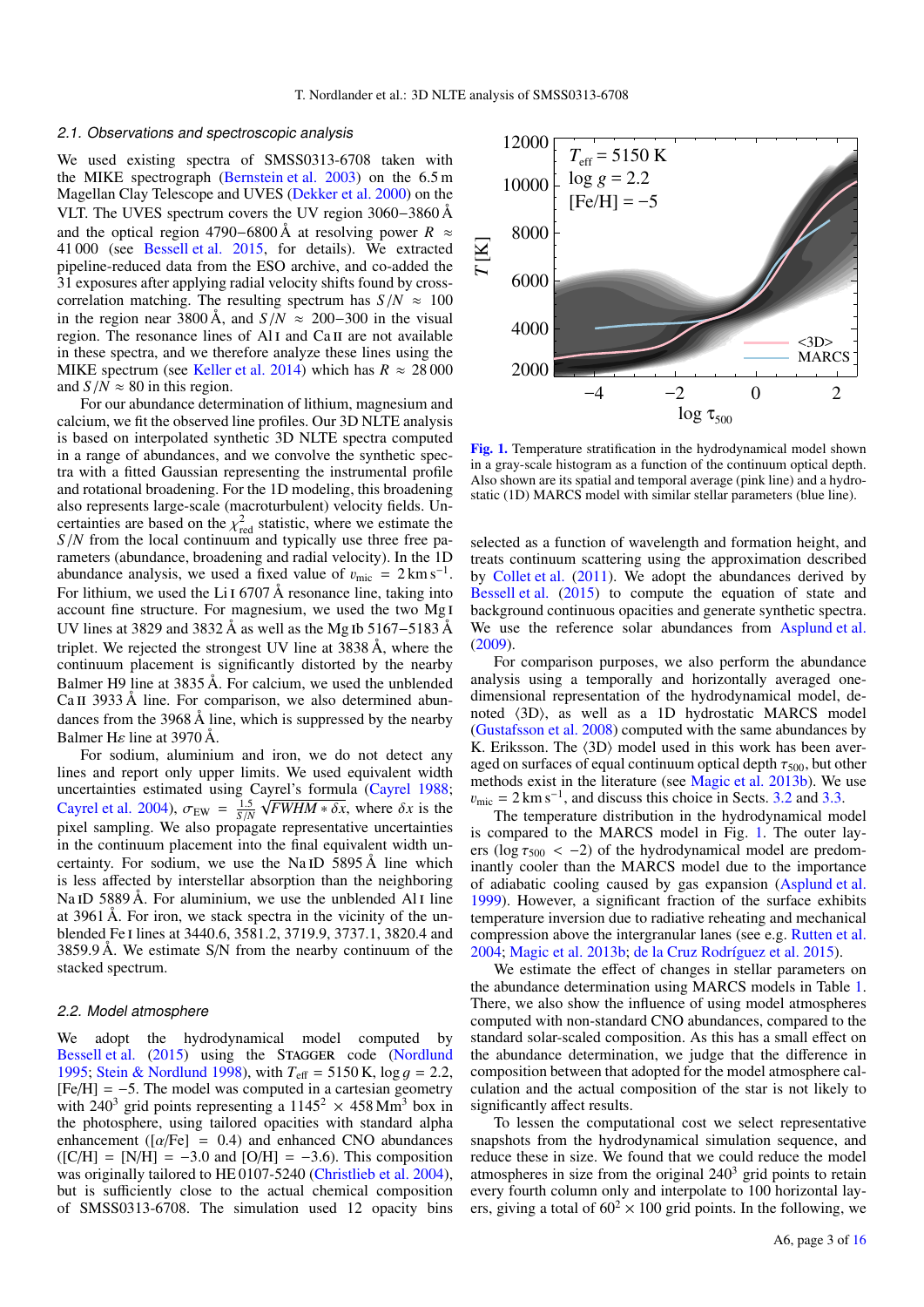### 2.1. Observations and spectroscopic analysis

We used existing spectra of SMSS0313-6708 taken with the MIKE spectrograph (Bernstein et al. 2003) on the 6.5 m Magellan Clay Telescope and UVES (Dekker et al. 2000) on the VLT. The UVES spectrum covers the UV region 3060−3860 Å and the optical region 4790−6800 Å at resolving power $R \approx 41\,000$ (see Bessell et al. 2015, for details). We extracted pipeline-reduced data from the ESO archive, and co-added the 31 exposures after applying radial velocity shifts found by cross-correlation matching. The resulting spectrum has $S/N \approx 100$ in the region near 3800 Å, and $S/N \approx 200{-}300$ in the visual region. The resonance lines of Al I and Ca II are not available in these spectra, and we therefore analyze these lines using the MIKE spectrum (see Keller et al. 2014) which has $R \approx 28\,000$ and $S/N \approx 80$ in this region.

For our abundance determination of lithium, magnesium and calcium, we fit the observed line profiles. Our 3D NLTE analysis is based on interpolated synthetic 3D NLTE spectra computed in a range of abundances, and we convolve the synthetic spectra with a fitted Gaussian representing the instrumental profile and rotational broadening. For the 1D modeling, this broadening also represents large-scale (macroturbulent) velocity fields. Uncertainties are based on the $\chi^2_{\rm red}$ statistic, where we estimate the $S/N$ from the local continuum and typically use three free parameters (abundance, broadening and radial velocity). In the 1D abundance analysis, we used a fixed value of $v_{\rm mic} = 2\,{\rm km\,s^{-1}}$. For lithium, we used the Li I 6707 Å resonance line, taking into account fine structure. For magnesium, we used the two Mg I UV lines at 3829 and 3832 Å as well as the Mg Ib 5167−5183 Å triplet. We rejected the strongest UV line at 3838 Å, where the continuum placement is significantly distorted by the nearby Balmer H9 line at 3835 Å. For calcium, we used the unblended Ca II 3933 Å line. For comparison, we also determined abundances from the 3968 Å line, which is suppressed by the nearby Balmer H$\epsilon$ line at 3970 Å.

For sodium, aluminium and iron, we do not detect any lines and report only upper limits. We used equivalent width uncertainties estimated using Cayrel's formula (Cayrel 1988; Cayrel et al. 2004), $\sigma_{\rm EW} = \frac{1.5}{S/N}\sqrt{FWHM * \delta x}$, where $\delta x$ is the pixel sampling. We also propagate representative uncertainties in the continuum placement into the final equivalent width uncertainty. For sodium, we use the Na ID 5895 Å line which is less affected by interstellar absorption than the neighboring Na ID 5889 Å. For aluminium, we use the unblended Al I line at 3961 Å. For iron, we stack spectra in the vicinity of the unblended Fe I lines at 3440.6, 3581.2, 3719.9, 3737.1, 3820.4 and 3859.9 Å. We estimate S/N from the nearby continuum of the stacked spectrum.

### 2.2. Model atmosphere

We adopt the hydrodynamical model computed by Bessell et al. (2015) using the STAGGER code (Nordlund 1995; Stein & Nordlund 1998), with $T_{\rm eff} = 5150$ K, $\log g = 2.2$, [Fe/H] = −5. The model was computed in a cartesian geometry with $240^3$ grid points representing a $1145^2 \times 458\,{\rm Mm}^3$ box in the photosphere, using tailored opacities with standard alpha enhancement ([$\alpha$/Fe] = 0.4) and enhanced CNO abundances ([C/H] = [N/H] = −3.0 and [O/H] = −3.6). This composition was originally tailored to HE 0107-5240 (Christlieb et al. 2004), but is sufficiently close to the actual chemical composition of SMSS0313-6708. The simulation used 12 opacity bins selected as a function of wavelength and formation height, and treats continuum scattering using the approximation described by Collet et al. (2011). We adopt the abundances derived by Bessell et al. (2015) to compute the equation of state and background continuous opacities and generate synthetic spectra. We use the reference solar abundances from Asplund et al. (2009).

**Fig. 1.** Temperature stratification in the hydrodynamical model shown in a gray-scale histogram as a function of the continuum optical depth. Also shown are its spatial and temporal average (pink line) and a hydrostatic (1D) MARCS model with similar stellar parameters (blue line).

For comparison purposes, we also perform the abundance analysis using a temporally and horizontally averaged one-dimensional representation of the hydrodynamical model, denoted ⟨3D⟩, as well as a 1D hydrostatic MARCS model (Gustafsson et al. 2008) computed with the same abundances by K. Eriksson. The ⟨3D⟩ model used in this work has been averaged on surfaces of equal continuum optical depth $\tau_{500}$, but other methods exist in the literature (see Magic et al. 2013b). We use $v_{\rm mic} = 2\,{\rm km\,s^{-1}}$, and discuss this choice in Sects. 3.2 and 3.3.

The temperature distribution in the hydrodynamical model is compared to the MARCS model in Fig. 1. The outer layers ($\log \tau_{500} < -2$) of the hydrodynamical model are predominantly cooler than the MARCS model due to the importance of adiabatic cooling caused by gas expansion (Asplund et al. 1999). However, a significant fraction of the surface exhibits temperature inversion due to radiative reheating and mechanical compression above the intergranular lanes (see e.g. Rutten et al. 2004; Magic et al. 2013b; de la Cruz Rodríguez et al. 2015).

We estimate the effect of changes in stellar parameters on the abundance determination using MARCS models in Table 1. There, we also show the influence of using model atmospheres computed with non-standard CNO abundances, compared to the standard solar-scaled composition. As this has a small effect on the abundance determination, we judge that the difference in composition between that adopted for the model atmosphere calculation and the actual composition of the star is not likely to significantly affect results.

To lessen the computational cost we select representative snapshots from the hydrodynamical simulation sequence, and reduce these in size. We found that we could reduce the model atmospheres in size from the original $240^3$ grid points to retain every fourth column only and interpolate to 100 horizontal layers, giving a total of $60^2 \times 100$ grid points. In the following, we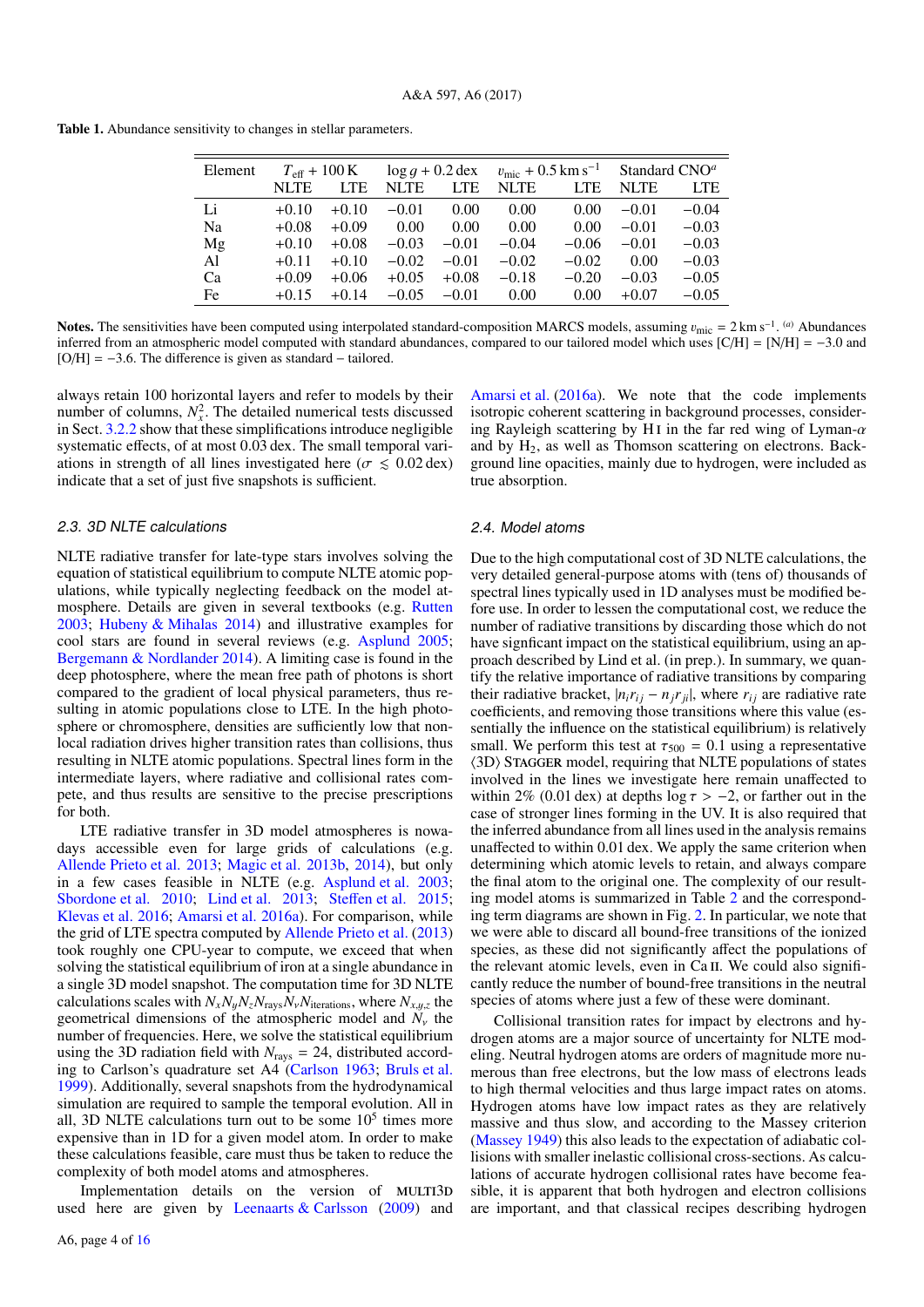**Table 1.** Abundance sensitivity to changes in stellar parameters.

| Element | $T_{\rm eff}$ + 100 K | | $\log g$ + 0.2 dex | | $\upsilon_{\rm mic}$ + 0.5 km s$^{-1}$ | | Standard CNO[a] | |
|---|---|---|---|---|---|---|---|---|
| | NLTE | LTE | NLTE | LTE | NLTE | LTE | NLTE | LTE |
| Li | +0.10 | +0.10 | −0.01 | 0.00 | 0.00 | 0.00 | −0.01 | −0.04 |
| Na | +0.08 | +0.09 | 0.00 | 0.00 | 0.00 | 0.00 | −0.01 | −0.03 |
| Mg | +0.10 | +0.08 | −0.03 | −0.01 | −0.04 | −0.06 | −0.01 | −0.03 |
| Al | +0.11 | +0.10 | −0.02 | −0.01 | −0.02 | −0.02 | 0.00 | −0.03 |
| Ca | +0.09 | +0.06 | +0.05 | +0.08 | −0.18 | −0.20 | −0.03 | −0.05 |
| Fe | +0.15 | +0.14 | −0.05 | −0.01 | 0.00 | 0.00 | +0.07 | −0.05 |

**Notes.** The sensitivities have been computed using interpolated standard-composition MARCS models, assuming $\upsilon_{\rm mic}$ = 2 km s$^{-1}$. [(a)] Abundances inferred from an atmospheric model computed with standard abundances, compared to our tailored model which uses [C/H] = [N/H] = −3.0 and [O/H] = −3.6. The difference is given as standard − tailored.

always retain 100 horizontal layers and refer to models by their number of columns, $N_x^2$. The detailed numerical tests discussed in Sect. 3.2.2 show that these simplifications introduce negligible systematic effects, of at most 0.03 dex. The small temporal variations in strength of all lines investigated here ($\sigma \lesssim 0.02$ dex) indicate that a set of just five snapshots is sufficient.

### 2.3. 3D NLTE calculations

NLTE radiative transfer for late-type stars involves solving the equation of statistical equilibrium to compute NLTE atomic populations, while typically neglecting feedback on the model atmosphere. Details are given in several textbooks (e.g. Rutten 2003; Hubeny & Mihalas 2014) and illustrative examples for cool stars are found in several reviews (e.g. Asplund 2005; Bergemann & Nordlander 2014). A limiting case is found in the deep photosphere, where the mean free path of photons is short compared to the gradient of local physical parameters, thus resulting in atomic populations close to LTE. In the high photosphere or chromosphere, densities are sufficiently low that non-local radiation drives higher transition rates than collisions, thus resulting in NLTE atomic populations. Spectral lines form in the intermediate layers, where radiative and collisional rates compete, and thus results are sensitive to the precise prescriptions for both.

LTE radiative transfer in 3D model atmospheres is nowadays accessible even for large grids of calculations (e.g. Allende Prieto et al. 2013; Magic et al. 2013b, 2014), but only in a few cases feasible in NLTE (e.g. Asplund et al. 2003; Sbordone et al. 2010; Lind et al. 2013; Steffen et al. 2015; Klevas et al. 2016; Amarsi et al. 2016a). For comparison, while the grid of LTE spectra computed by Allende Prieto et al. (2013) took roughly one CPU-year to compute, we exceed that when solving the statistical equilibrium of iron at a single abundance in a single 3D model snapshot. The computation time for 3D NLTE calculations scales with $N_x N_y N_z N_{\rm rays} N_\nu N_{\rm iterations}$, where $N_{x,y,z}$ the geometrical dimensions of the atmospheric model and $N_\nu$ the number of frequencies. Here, we solve the statistical equilibrium using the 3D radiation field with $N_{\rm rays}$ = 24, distributed according to Carlson's quadrature set A4 (Carlson 1963; Bruls et al. 1999). Additionally, several snapshots from the hydrodynamical simulation are required to sample the temporal evolution. All in all, 3D NLTE calculations turn out to be some $10^5$ times more expensive than in 1D for a given model atom. In order to make these calculations feasible, care must thus be taken to reduce the complexity of both model atoms and atmospheres.

Implementation details on the version of MULTI3D used here are given by Leenaarts & Carlsson (2009) and Amarsi et al. (2016a). We note that the code implements isotropic coherent scattering in background processes, considering Rayleigh scattering by H I in the far red wing of Lyman-$\alpha$ and by $H_2$, as well as Thomson scattering on electrons. Background line opacities, mainly due to hydrogen, were included as true absorption.

### 2.4. Model atoms

Due to the high computational cost of 3D NLTE calculations, the very detailed general-purpose atoms with (tens of) thousands of spectral lines typically used in 1D analyses must be modified before use. In order to lessen the computational cost, we reduce the number of radiative transitions by discarding those which do not have signficant impact on the statistical equilibrium, using an approach described by Lind et al. (in prep.). In summary, we quantify the relative importance of radiative transitions by comparing their radiative bracket, $|n_i r_{ij} - n_j r_{ji}|$, where $r_{ij}$ are radiative rate coefficients, and removing those transitions where this value (essentially the influence on the statistical equilibrium) is relatively small. We perform this test at $\tau_{500}$ = 0.1 using a representative ⟨3D⟩ STAGGER model, requiring that NLTE populations of states involved in the lines we investigate here remain unaffected to within 2% (0.01 dex) at depths $\log \tau > -2$, or farther out in the case of stronger lines forming in the UV. It is also required that the inferred abundance from all lines used in the analysis remains unaffected to within 0.01 dex. We apply the same criterion when determining which atomic levels to retain, and always compare the final atom to the original one. The complexity of our resulting model atoms is summarized in Table 2 and the corresponding term diagrams are shown in Fig. 2. In particular, we note that we were able to discard all bound-free transitions of the ionized species, as these did not significantly affect the populations of the relevant atomic levels, even in Ca II. We could also significantly reduce the number of bound-free transitions in the neutral species of atoms where just a few of these were dominant.

Collisional transition rates for impact by electrons and hydrogen atoms are a major source of uncertainty for NLTE modeling. Neutral hydrogen atoms are orders of magnitude more numerous than free electrons, but the low mass of electrons leads to high thermal velocities and thus large impact rates on atoms. Hydrogen atoms have low impact rates as they are relatively massive and thus slow, and according to the Massey criterion (Massey 1949) this also leads to the expectation of adiabatic collisions with smaller inelastic collisional cross-sections. As calculations of accurate hydrogen collisional rates have become feasible, it is apparent that both hydrogen and electron collisions are important, and that classical recipes describing hydrogen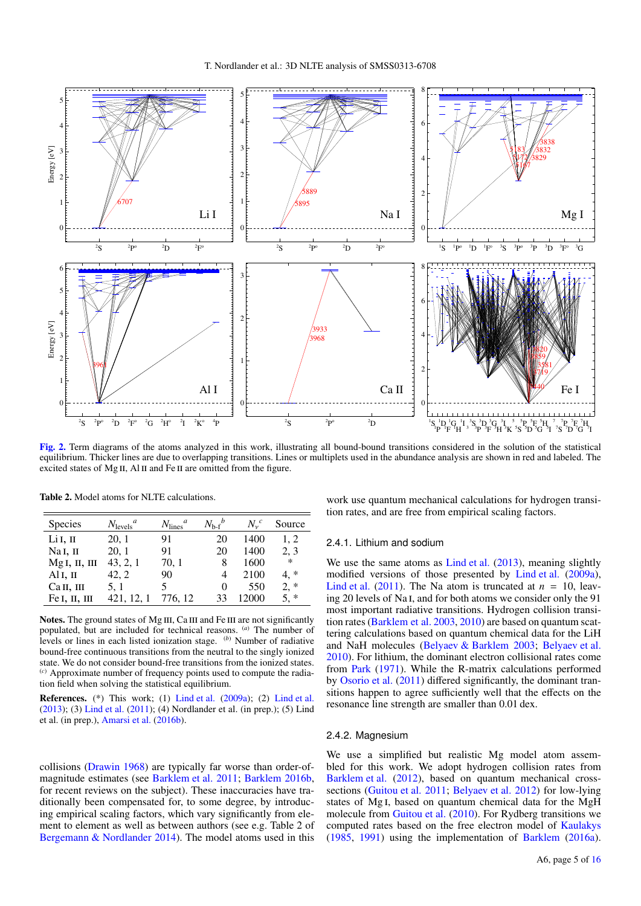**Fig. 2.** Term diagrams of the atoms analyzed in this work, illustrating all bound-bound transitions considered in the solution of the statistical equilibrium. Thicker lines are due to overlapping transitions. Lines or multiplets used in the abundance analysis are shown in red and labeled. The excited states of Mg II, Al II and Fe II are omitted from the figure.

**Table 2.** Model atoms for NLTE calculations.

| Species | $N_{\rm levels}$ [a] | $N_{\rm lines}$ [a] | $N_{\rm b\text{-}f}$ [b] | $N_\nu$ [c] | Source |
|---|---|---|---|---|---|
| Li I, II | 20, 1 | 91 | 20 | 1400 | 1, 2 |
| Na I, II | 20, 1 | 91 | 20 | 1400 | 2, 3 |
| Mg I, II, III | 43, 2, 1 | 70, 1 | 8 | 1600 | * |
| Al I, II | 42, 2 | 90 | 4 | 2100 | 4, * |
| Ca II, III | 5, 1 | 5 | 0 | 550 | 2, * |
| Fe I, II, III | 421, 12, 1 | 776, 12 | 33 | 12000 | 5, * |

**Notes.** The ground states of Mg III, Ca III and Fe III are not significantly populated, but are included for technical reasons. [a] The number of levels or lines in each listed ionization stage. [b] Number of radiative bound-free continuous transitions from the neutral to the singly ionized state. We do not consider bound-free transitions from the ionized states. [c] Approximate number of frequency points used to compute the radiation field when solving the statistical equilibrium.

**References.** (*) This work; (1) Lind et al. (2009a); (2) Lind et al. (2013); (3) Lind et al. (2011); (4) Nordlander et al. (in prep.); (5) Lind et al. (in prep.), Amarsi et al. (2016b).

collisions (Drawin 1968) are typically far worse than order-of-magnitude estimates (see Barklem et al. 2011; Barklem 2016b, for recent reviews on the subject). These inaccuracies have traditionally been compensated for, to some degree, by introducing empirical scaling factors, which vary significantly from element to element as well as between authors (see e.g. Table 2 of Bergemann & Nordlander 2014). The model atoms used in this work use quantum mechanical calculations for hydrogen transition rates, and are free from empirical scaling factors.

#### 2.4.1. Lithium and sodium

We use the same atoms as Lind et al. (2013), meaning slightly modified versions of those presented by Lind et al. (2009a), Lind et al. (2011). The Na atom is truncated at $n = 10$, leaving 20 levels of Na I, and for both atoms we consider only the 91 most important radiative transitions. Hydrogen collision transition rates (Barklem et al. 2003, 2010) are based on quantum scattering calculations based on quantum chemical data for the LiH and NaH molecules (Belyaev & Barklem 2003; Belyaev et al. 2010). For lithium, the dominant electron collisional rates come from Park (1971). While the R-matrix calculations performed by Osorio et al. (2011) differed significantly, the dominant transitions happen to agree sufficiently well that the effects on the resonance line strength are smaller than 0.01 dex.

#### 2.4.2. Magnesium

We use a simplified but realistic Mg model atom assembled for this work. We adopt hydrogen collision rates from Barklem et al. (2012), based on quantum mechanical cross-sections (Guitou et al. 2011; Belyaev et al. 2012) for low-lying states of Mg I, based on quantum chemical data for the MgH molecule from Guitou et al. (2010). For Rydberg transitions we computed rates based on the free electron model of Kaulakys (1985, 1991) using the implementation of Barklem (2016a).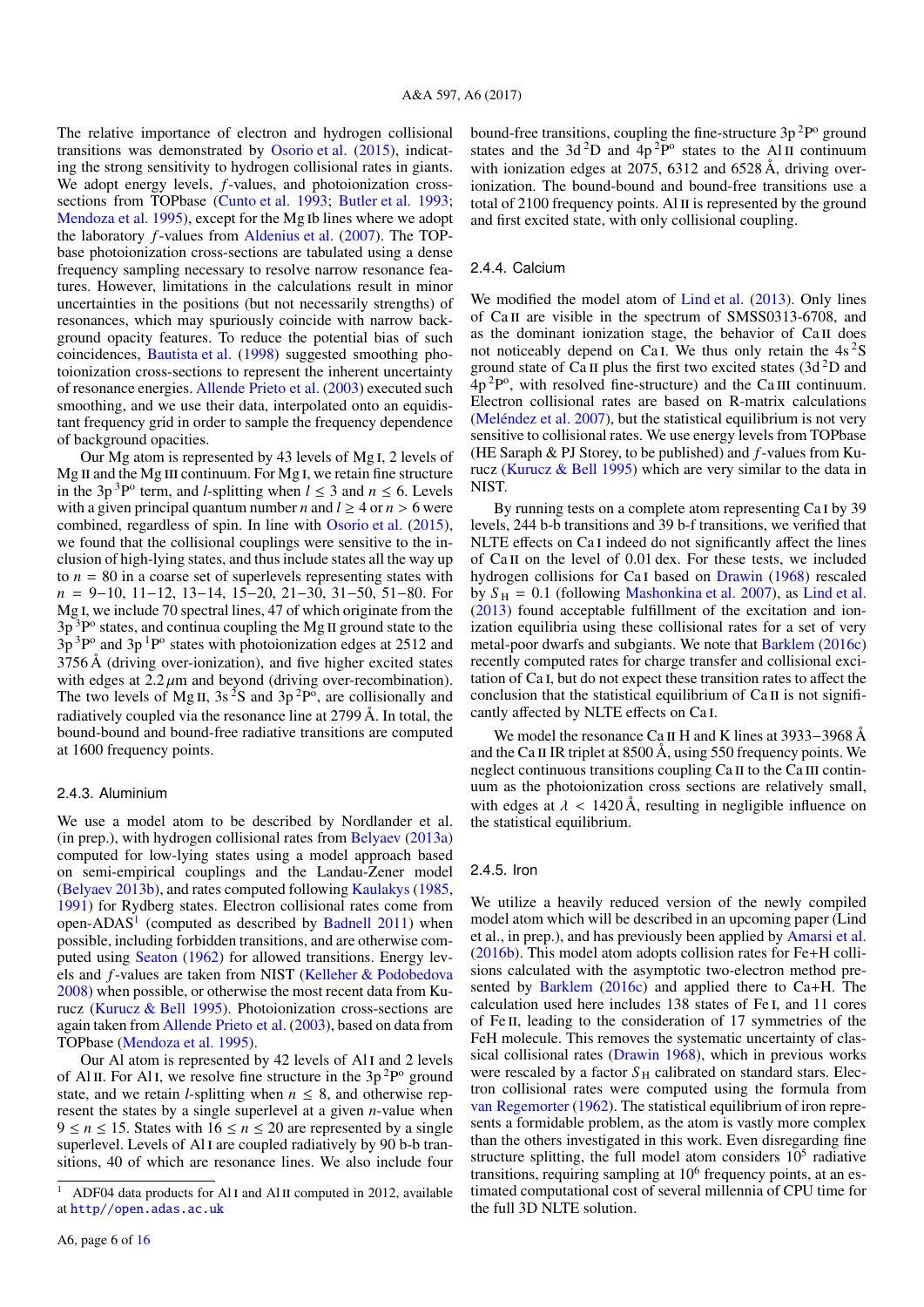The relative importance of electron and hydrogen collisional transitions was demonstrated by Osorio et al. (2015), indicating the strong sensitivity to hydrogen collisional rates in giants. We adopt energy levels, $f$-values, and photoionization cross-sections from TOPbase (Cunto et al. 1993; Butler et al. 1993; Mendoza et al. 1995), except for the Mg Ib lines where we adopt the laboratory $f$-values from Aldenius et al. (2007). The TOPbase photoionization cross-sections are tabulated using a dense frequency sampling necessary to resolve narrow resonance features. However, limitations in the calculations result in minor uncertainties in the positions (but not necessarily strengths) of resonances, which may spuriously coincide with narrow background opacity features. To reduce the potential bias of such coincidences, Bautista et al. (1998) suggested smoothing photoionization cross-sections to represent the inherent uncertainty of resonance energies. Allende Prieto et al. (2003) executed such smoothing, and we use their data, interpolated onto an equidistant frequency grid in order to sample the frequency dependence of background opacities.

Our Mg atom is represented by 43 levels of Mg I, 2 levels of Mg II and the Mg III continuum. For Mg I, we retain fine structure in the 3p $^3$P$^o$ term, and $l$-splitting when $l \leq 3$ and $n \leq 6$. Levels with a given principal quantum number $n$ and $l \geq 4$ or $n > 6$ were combined, regardless of spin. In line with Osorio et al. (2015), we found that the collisional couplings were sensitive to the inclusion of high-lying states, and thus include states all the way up to $n = 80$ in a coarse set of superlevels representing states with $n = 9$–$10$, $11$–$12$, $13$–$14$, $15$–$20$, $21$–$30$, $31$–$50$, $51$–$80$. For Mg I, we include 70 spectral lines, 47 of which originate from the 3p $^3$P$^o$ states, and continua coupling the Mg II ground state to the 3p $^3$P$^o$ and 3p $^1$P$^o$ states with photoionization edges at 2512 and 3756 Å (driving over-ionization), and five higher excited states with edges at 2.2 $\mu$m and beyond (driving over-recombination). The two levels of Mg II, 3s $^2$S and 3p $^2$P$^o$, are collisionally and radiatively coupled via the resonance line at 2799 Å. In total, the bound-bound and bound-free radiative transitions are computed at 1600 frequency points.

### 2.4.3. Aluminium

We use a model atom to be described by Nordlander et al. (in prep.), with hydrogen collisional rates from Belyaev (2013a) computed for low-lying states using a model approach based on semi-empirical couplings and the Landau-Zener model (Belyaev 2013b), and rates computed following Kaulakys (1985, 1991) for Rydberg states. Electron collisional rates come from open-ADAS[1] (computed as described by Badnell 2011) when possible, including forbidden transitions, and are otherwise computed using Seaton (1962) for allowed transitions. Energy levels and $f$-values are taken from NIST (Kelleher & Podobedova 2008) when possible, or otherwise the most recent data from Kurucz (Kurucz & Bell 1995). Photoionization cross-sections are again taken from Allende Prieto et al. (2003), based on data from TOPbase (Mendoza et al. 1995).

Our Al atom is represented by 42 levels of Al I and 2 levels of Al II. For Al I, we resolve fine structure in the 3p $^2$P$^o$ ground state, and we retain $l$-splitting when $n \leq 8$, and otherwise represent the states by a single superlevel at a given $n$-value when $9 \leq n \leq 15$. States with $16 \leq n \leq 20$ are represented by a single superlevel. Levels of Al I are coupled radiatively by 90 b-b transitions, 40 of which are resonance lines. We also include four bound-free transitions, coupling the fine-structure 3p $^2$P$^o$ ground states and the 3d $^2$D and 4p $^2$P$^o$ states to the Al II continuum with ionization edges at 2075, 6312 and 6528 Å, driving over-ionization. The bound-bound and bound-free transitions use a total of 2100 frequency points. Al II is represented by the ground and first excited state, with only collisional coupling.

[1] ADF04 data products for Al I and Al II computed in 2012, available at http//open.adas.ac.uk

### 2.4.4. Calcium

We modified the model atom of Lind et al. (2013). Only lines of Ca II are visible in the spectrum of SMSS0313-6708, and as the dominant ionization stage, the behavior of Ca II does not noticeably depend on Ca I. We thus only retain the 4s $^2$S ground state of Ca II plus the first two excited states (3d $^2$D and 4p $^2$P$^o$, with resolved fine-structure) and the Ca III continuum. Electron collisional rates are based on R-matrix calculations (Meléndez et al. 2007), but the statistical equilibrium is not very sensitive to collisional rates. We use energy levels from TOPbase (HE Saraph & PJ Storey, to be published) and $f$-values from Kurucz (Kurucz & Bell 1995) which are very similar to the data in NIST.

By running tests on a complete atom representing Ca I by 39 levels, 244 b-b transitions and 39 b-f transitions, we verified that NLTE effects on Ca I indeed do not significantly affect the lines of Ca II on the level of 0.01 dex. For these tests, we included hydrogen collisions for Ca I based on Drawin (1968) rescaled by $S_\mathrm{H} = 0.1$ (following Mashonkina et al. 2007), as Lind et al. (2013) found acceptable fulfillment of the excitation and ionization equilibria using these collisional rates for a set of very metal-poor dwarfs and subgiants. We note that Barklem (2016c) recently computed rates for charge transfer and collisional excitation of Ca I, but do not expect these transition rates to affect the conclusion that the statistical equilibrium of Ca II is not significantly affected by NLTE effects on Ca I.

We model the resonance Ca II H and K lines at 3933−3968 Å and the Ca II IR triplet at 8500 Å, using 550 frequency points. We neglect continuous transitions coupling Ca II to the Ca III continuum as the photoionization cross sections are relatively small, with edges at $\lambda < 1420$ Å, resulting in negligible influence on the statistical equilibrium.

### 2.4.5. Iron

We utilize a heavily reduced version of the newly compiled model atom which will be described in an upcoming paper (Lind et al., in prep.), and has previously been applied by Amarsi et al. (2016b). This model atom adopts collision rates for Fe+H collisions calculated with the asymptotic two-electron method presented by Barklem (2016c) and applied there to Ca+H. The calculation used here includes 138 states of Fe I, and 11 cores of Fe II, leading to the consideration of 17 symmetries of the FeH molecule. This removes the systematic uncertainty of classical collisional rates (Drawin 1968), which in previous works were rescaled by a factor $S_\mathrm{H}$ calibrated on standard stars. Electron collisional rates were computed using the formula from van Regemorter (1962). The statistical equilibrium of iron represents a formidable problem, as the atom is vastly more complex than the others investigated in this work. Even disregarding fine structure splitting, the full model atom considers $10^5$ radiative transitions, requiring sampling at $10^6$ frequency points, at an estimated computational cost of several millennia of CPU time for the full 3D NLTE solution.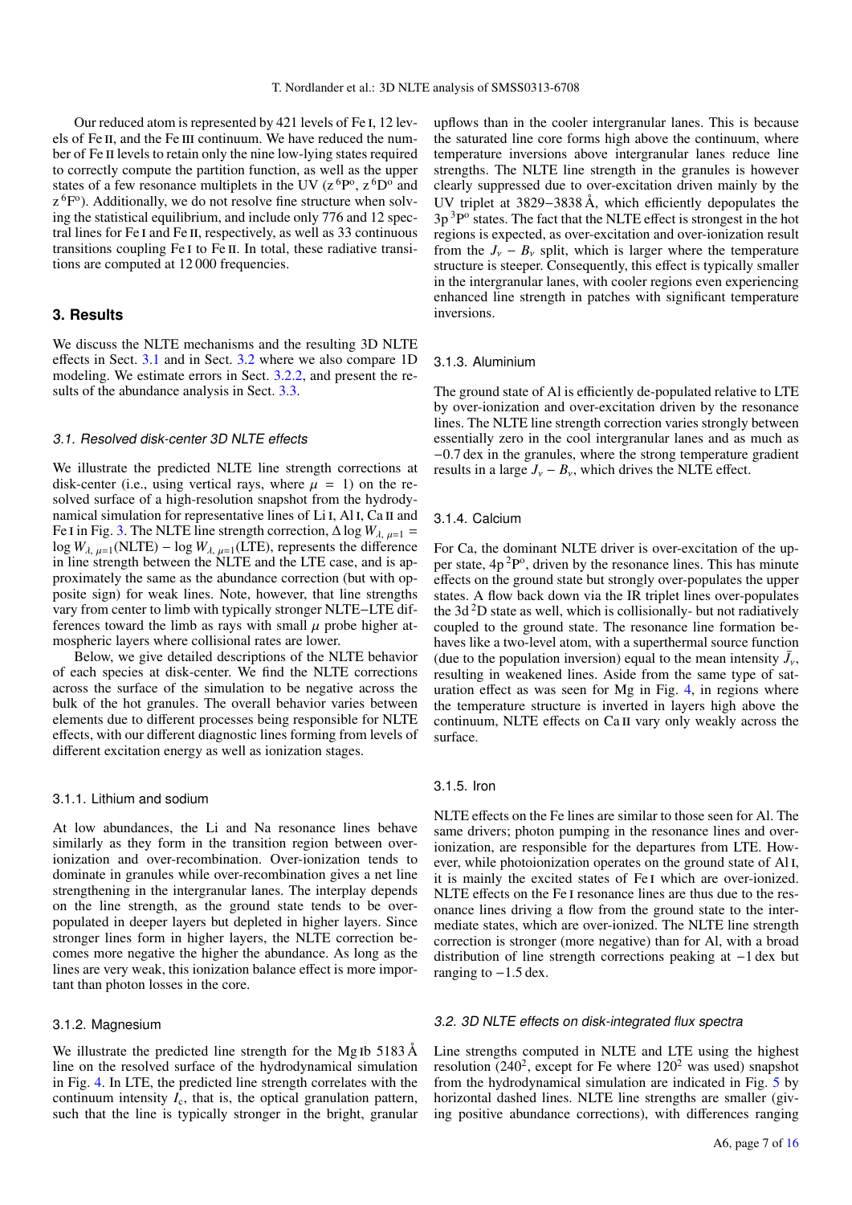Our reduced atom is represented by 421 levels of Fe I, 12 levels of Fe II, and the Fe III continuum. We have reduced the number of Fe II levels to retain only the nine low-lying states required to correctly compute the partition function, as well as the upper states of a few resonance multiplets in the UV (z $^6$P$^\mathrm{o}$, z $^6$D$^\mathrm{o}$ and z $^6$F$^\mathrm{o}$). Additionally, we do not resolve fine structure when solving the statistical equilibrium, and include only 776 and 12 spectral lines for Fe I and Fe II, respectively, as well as 33 continuous transitions coupling Fe I to Fe II. In total, these radiative transitions are computed at 12 000 frequencies.

## 3. Results

We discuss the NLTE mechanisms and the resulting 3D NLTE effects in Sect. 3.1 and in Sect. 3.2 where we also compare 1D modeling. We estimate errors in Sect. 3.2.2, and present the results of the abundance analysis in Sect. 3.3.

### 3.1. Resolved disk-center 3D NLTE effects

We illustrate the predicted NLTE line strength corrections at disk-center (i.e., using vertical rays, where $\mu = 1$) on the resolved surface of a high-resolution snapshot from the hydrodynamical simulation for representative lines of Li I, Al I, Ca II and Fe I in Fig. 3. The NLTE line strength correction, $\Delta \log W_{\lambda,\,\mu=1} = \log W_{\lambda,\,\mu=1}(\mathrm{NLTE}) - \log W_{\lambda,\,\mu=1}(\mathrm{LTE})$, represents the difference in line strength between the NLTE and the LTE case, and is approximately the same as the abundance correction (but with opposite sign) for weak lines. Note, however, that line strengths vary from center to limb with typically stronger NLTE−LTE differences toward the limb as rays with small $\mu$ probe higher atmospheric layers where collisional rates are lower.

Below, we give detailed descriptions of the NLTE behavior of each species at disk-center. We find the NLTE corrections across the surface of the simulation to be negative across the bulk of the hot granules. The overall behavior varies between elements due to different processes being responsible for NLTE effects, with our different diagnostic lines forming from levels of different excitation energy as well as ionization stages.

#### 3.1.1. Lithium and sodium

At low abundances, the Li and Na resonance lines behave similarly as they form in the transition region between over-ionization and over-recombination. Over-ionization tends to dominate in granules while over-recombination gives a net line strengthening in the intergranular lanes. The interplay depends on the line strength, as the ground state tends to be over-populated in deeper layers but depleted in higher layers. Since stronger lines form in higher layers, the NLTE correction becomes more negative the higher the abundance. As long as the lines are very weak, this ionization balance effect is more important than photon losses in the core.

#### 3.1.2. Magnesium

We illustrate the predicted line strength for the Mg Ib 5183 Å line on the resolved surface of the hydrodynamical simulation in Fig. 4. In LTE, the predicted line strength correlates with the continuum intensity $I_\mathrm{c}$, that is, the optical granulation pattern, such that the line is typically stronger in the bright, granular upflows than in the cooler intergranular lanes. This is because the saturated line core forms high above the continuum, where temperature inversions above intergranular lanes reduce line strengths. The NLTE line strength in the granules is however clearly suppressed due to over-excitation driven mainly by the UV triplet at 3829−3838 Å, which efficiently depopulates the 3p $^3$P$^\mathrm{o}$ states. The fact that the NLTE effect is strongest in the hot regions is expected, as over-excitation and over-ionization result from the $J_\nu - B_\nu$ split, which is larger where the temperature structure is steeper. Consequently, this effect is typically smaller in the intergranular lanes, with cooler regions even experiencing enhanced line strength in patches with significant temperature inversions.

#### 3.1.3. Aluminium

The ground state of Al is efficiently de-populated relative to LTE by over-ionization and over-excitation driven by the resonance lines. The NLTE line strength correction varies strongly between essentially zero in the cool intergranular lanes and as much as −0.7 dex in the granules, where the strong temperature gradient results in a large $J_\nu - B_\nu$, which drives the NLTE effect.

#### 3.1.4. Calcium

For Ca, the dominant NLTE driver is over-excitation of the upper state, 4p $^2$P$^\mathrm{o}$, driven by the resonance lines. This has minute effects on the ground state but strongly over-populates the upper states. A flow back down via the IR triplet lines over-populates the 3d $^2$D state as well, which is collisionally- but not radiatively coupled to the ground state. The resonance line formation behaves like a two-level atom, with a superthermal source function (due to the population inversion) equal to the mean intensity $\bar{J}_\nu$, resulting in weakened lines. Aside from the same type of saturation effect as was seen for Mg in Fig. 4, in regions where the temperature structure is inverted in layers high above the continuum, NLTE effects on Ca II vary only weakly across the surface.

#### 3.1.5. Iron

NLTE effects on the Fe lines are similar to those seen for Al. The same drivers; photon pumping in the resonance lines and over-ionization, are responsible for the departures from LTE. However, while photoionization operates on the ground state of Al I, it is mainly the excited states of Fe I which are over-ionized. NLTE effects on the Fe I resonance lines are thus due to the resonance lines driving a flow from the ground state to the intermediate states, which are over-ionized. The NLTE line strength correction is stronger (more negative) than for Al, with a broad distribution of line strength corrections peaking at −1 dex but ranging to −1.5 dex.

### 3.2. 3D NLTE effects on disk-integrated flux spectra

Line strengths computed in NLTE and LTE using the highest resolution ($240^2$, except for Fe where $120^2$ was used) snapshot from the hydrodynamical simulation are indicated in Fig. 5 by horizontal dashed lines. NLTE line strengths are smaller (giving positive abundance corrections), with differences ranging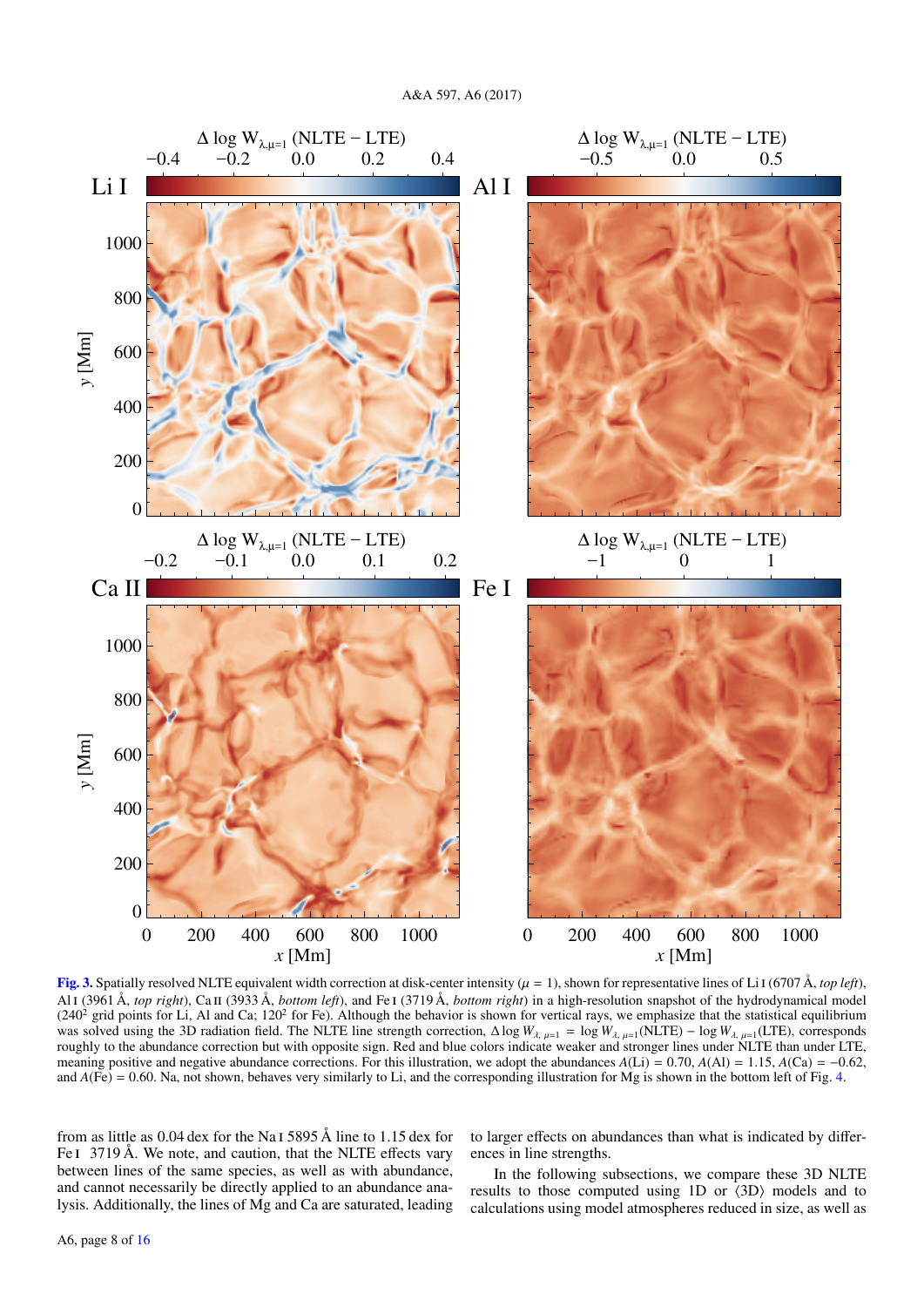**Fig. 3.** Spatially resolved NLTE equivalent width correction at disk-center intensity ($\mu = 1$), shown for representative lines of Li I (6707 Å, *top left*), Al I (3961 Å, *top right*), Ca II (3933 Å, *bottom left*), and Fe I (3719 Å, *bottom right*) in a high-resolution snapshot of the hydrodynamical model ($240^2$ grid points for Li, Al and Ca; $120^2$ for Fe). Although the behavior is shown for vertical rays, we emphasize that the statistical equilibrium was solved using the 3D radiation field. The NLTE line strength correction, $\Delta \log W_{\lambda,\,\mu=1} = \log W_{\lambda,\,\mu=1}(\mathrm{NLTE}) - \log W_{\lambda,\,\mu=1}(\mathrm{LTE})$, corresponds roughly to the abundance correction but with opposite sign. Red and blue colors indicate weaker and stronger lines under NLTE than under LTE, meaning positive and negative abundance corrections. For this illustration, we adopt the abundances $A(\mathrm{Li}) = 0.70$, $A(\mathrm{Al}) = 1.15$, $A(\mathrm{Ca}) = -0.62$, and $A(\mathrm{Fe}) = 0.60$. Na, not shown, behaves very similarly to Li, and the corresponding illustration for Mg is shown in the bottom left of Fig. 4.

from as little as 0.04 dex for the Na I 5895 Å line to 1.15 dex for Fe I 3719 Å. We note, and caution, that the NLTE effects vary between lines of the same species, as well as with abundance, and cannot necessarily be directly applied to an abundance analysis. Additionally, the lines of Mg and Ca are saturated, leading to larger effects on abundances than what is indicated by differences in line strengths.

In the following subsections, we compare these 3D NLTE results to those computed using 1D or ⟨3D⟩ models and to calculations using model atmospheres reduced in size, as well as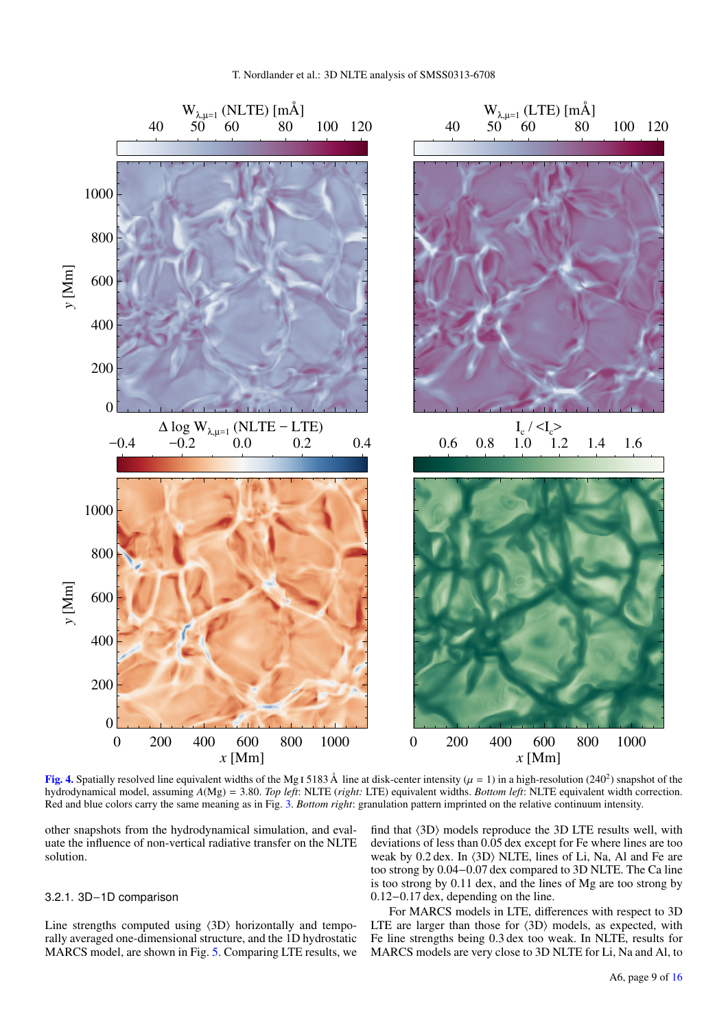**Fig. 4.** Spatially resolved line equivalent widths of the Mg I 5183 Å line at disk-center intensity ($\mu = 1$) in a high-resolution ($240^2$) snapshot of the hydrodynamical model, assuming $A(\mathrm{Mg}) = 3.80$. *Top left*: NLTE (*right:* LTE) equivalent widths. *Bottom left*: NLTE equivalent width correction. Red and blue colors carry the same meaning as in Fig. 3. *Bottom right*: granulation pattern imprinted on the relative continuum intensity.

other snapshots from the hydrodynamical simulation, and evaluate the influence of non-vertical radiative transfer on the NLTE solution.

#### 3.2.1. 3D−1D comparison

Line strengths computed using ⟨3D⟩ horizontally and temporally averaged one-dimensional structure, and the 1D hydrostatic MARCS model, are shown in Fig. 5. Comparing LTE results, we find that ⟨3D⟩ models reproduce the 3D LTE results well, with deviations of less than 0.05 dex except for Fe where lines are too weak by 0.2 dex. In ⟨3D⟩ NLTE, lines of Li, Na, Al and Fe are too strong by 0.04−0.07 dex compared to 3D NLTE. The Ca line is too strong by 0.11 dex, and the lines of Mg are too strong by 0.12−0.17 dex, depending on the line.

For MARCS models in LTE, differences with respect to 3D LTE are larger than those for ⟨3D⟩ models, as expected, with Fe line strengths being 0.3 dex too weak. In NLTE, results for MARCS models are very close to 3D NLTE for Li, Na and Al, to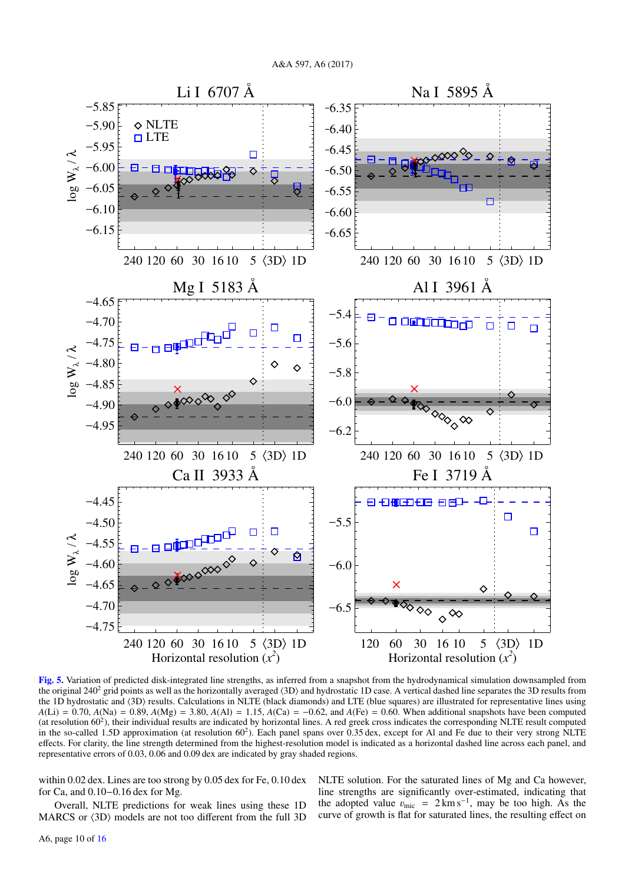**Fig. 5.** Variation of predicted disk-integrated line strengths, as inferred from a snapshot from the hydrodynamical simulation downsampled from the original $240^2$ grid points as well as the horizontally averaged ⟨3D⟩ and hydrostatic 1D case. A vertical dashed line separates the 3D results from the 1D hydrostatic and ⟨3D⟩ results. Calculations in NLTE (black diamonds) and LTE (blue squares) are illustrated for representative lines using $A(\text{Li}) = 0.70$, $A(\text{Na}) = 0.89$, $A(\text{Mg}) = 3.80$, $A(\text{Al}) = 1.15$, $A(\text{Ca}) = -0.62$, and $A(\text{Fe}) = 0.60$. When additional snapshots have been computed (at resolution $60^2$), their individual results are indicated by horizontal lines. A red greek cross indicates the corresponding NLTE result computed in the so-called 1.5D approximation (at resolution $60^2$). Each panel spans over 0.35 dex, except for Al and Fe due to their very strong NLTE effects. For clarity, the line strength determined from the highest-resolution model is indicated as a horizontal dashed line across each panel, and representative errors of 0.03, 0.06 and 0.09 dex are indicated by gray shaded regions.

within 0.02 dex. Lines are too strong by 0.05 dex for Fe, 0.10 dex for Ca, and 0.10−0.16 dex for Mg.

Overall, NLTE predictions for weak lines using these 1D MARCS or ⟨3D⟩ models are not too different from the full 3D NLTE solution. For the saturated lines of Mg and Ca however, line strengths are significantly over-estimated, indicating that the adopted value $v_{\text{mic}} = 2\,\text{km}\,\text{s}^{-1}$, may be too high. As the curve of growth is flat for saturated lines, the resulting effect on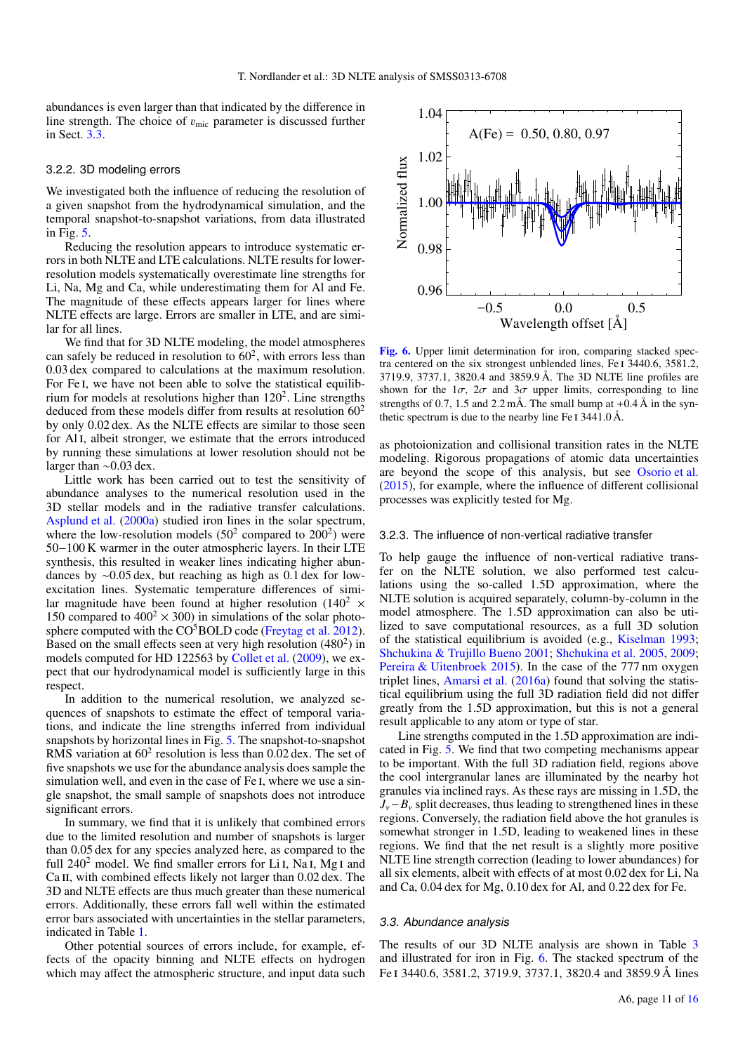abundances is even larger than that indicated by the difference in line strength. The choice of $v_{\rm mic}$ parameter is discussed further in Sect. 3.3.

### 3.2.2. 3D modeling errors

We investigated both the influence of reducing the resolution of a given snapshot from the hydrodynamical simulation, and the temporal snapshot-to-snapshot variations, from data illustrated in Fig. 5.

Reducing the resolution appears to introduce systematic errors in both NLTE and LTE calculations. NLTE results for lower-resolution models systematically overestimate line strengths for Li, Na, Mg and Ca, while underestimating them for Al and Fe. The magnitude of these effects appears larger for lines where NLTE effects are large. Errors are smaller in LTE, and are similar for all lines.

We find that for 3D NLTE modeling, the model atmospheres can safely be reduced in resolution to $60^2$, with errors less than 0.03 dex compared to calculations at the maximum resolution. For Fe I, we have not been able to solve the statistical equilibrium for models at resolutions higher than $120^2$. Line strengths deduced from these models differ from results at resolution $60^2$ by only 0.02 dex. As the NLTE effects are similar to those seen for Al I, albeit stronger, we estimate that the errors introduced by running these simulations at lower resolution should not be larger than ~0.03 dex.

Little work has been carried out to test the sensitivity of abundance analyses to the numerical resolution used in the 3D stellar models and in the radiative transfer calculations. Asplund et al. (2000a) studied iron lines in the solar spectrum, where the low-resolution models ($50^2$ compared to $200^2$) were 50−100 K warmer in the outer atmospheric layers. In their LTE synthesis, this resulted in weaker lines indicating higher abundances by ~0.05 dex, but reaching as high as 0.1 dex for low-excitation lines. Systematic temperature differences of similar magnitude have been found at higher resolution ($140^2 \times 150$ compared to $400^2 \times 300$) in simulations of the solar photosphere computed with the $\rm CO^5BOLD$ code (Freytag et al. 2012). Based on the small effects seen at very high resolution ($480^2$) in models computed for HD 122563 by Collet et al. (2009), we expect that our hydrodynamical model is sufficiently large in this respect.

In addition to the numerical resolution, we analyzed sequences of snapshots to estimate the effect of temporal variations, and indicate the line strengths inferred from individual snapshots by horizontal lines in Fig. 5. The snapshot-to-snapshot RMS variation at $60^2$ resolution is less than 0.02 dex. The set of five snapshots we use for the abundance analysis does sample the simulation well, and even in the case of Fe I, where we use a single snapshot, the small sample of snapshots does not introduce significant errors.

In summary, we find that it is unlikely that combined errors due to the limited resolution and number of snapshots is larger than 0.05 dex for any species analyzed here, as compared to the full $240^2$ model. We find smaller errors for Li I, Na I, Mg I and Ca II, with combined effects likely not larger than 0.02 dex. The 3D and NLTE effects are thus much greater than these numerical errors. Additionally, these errors fall well within the estimated error bars associated with uncertainties in the stellar parameters, indicated in Table 1.

Other potential sources of errors include, for example, effects of the opacity binning and NLTE effects on hydrogen which may affect the atmospheric structure, and input data such as photoionization and collisional transition rates in the NLTE modeling. Rigorous propagations of atomic data uncertainties are beyond the scope of this analysis, but see Osorio et al. (2015), for example, where the influence of different collisional processes was explicitly tested for Mg.

Fig. 6. Upper limit determination for iron, comparing stacked spectra centered on the six strongest unblended lines, Fe I 3440.6, 3581.2, 3719.9, 3737.1, 3820.4 and 3859.9 Å. The 3D NLTE line profiles are shown for the 1$\sigma$, 2$\sigma$ and 3$\sigma$ upper limits, corresponding to line strengths of 0.7, 1.5 and 2.2 mÅ. The small bump at +0.4 Å in the synthetic spectrum is due to the nearby line Fe I 3441.0 Å.

### 3.2.3. The influence of non-vertical radiative transfer

To help gauge the influence of non-vertical radiative transfer on the NLTE solution, we also performed test calculations using the so-called 1.5D approximation, where the NLTE solution is acquired separately, column-by-column in the model atmosphere. The 1.5D approximation can also be utilized to save computational resources, as a full 3D solution of the statistical equilibrium is avoided (e.g., Kiselman 1993; Shchukina & Trujillo Bueno 2001; Shchukina et al. 2005, 2009; Pereira & Uitenbroek 2015). In the case of the 777 nm oxygen triplet lines, Amarsi et al. (2016a) found that solving the statistical equilibrium using the full 3D radiation field did not differ greatly from the 1.5D approximation, but this is not a general result applicable to any atom or type of star.

Line strengths computed in the 1.5D approximation are indicated in Fig. 5. We find that two competing mechanisms appear to be important. With the full 3D radiation field, regions above the cool intergranular lanes are illuminated by the nearby hot granules via inclined rays. As these rays are missing in 1.5D, the $J_\nu - B_\nu$ split decreases, thus leading to strengthened lines in these regions. Conversely, the radiation field above the hot granules is somewhat stronger in 1.5D, leading to weakened lines in these regions. We find that the net result is a slightly more positive NLTE line strength correction (leading to lower abundances) for all six elements, albeit with effects of at most 0.02 dex for Li, Na and Ca, 0.04 dex for Mg, 0.10 dex for Al, and 0.22 dex for Fe.

### 3.3. Abundance analysis

The results of our 3D NLTE analysis are shown in Table 3 and illustrated for iron in Fig. 6. The stacked spectrum of the Fe I 3440.6, 3581.2, 3719.9, 3737.1, 3820.4 and 3859.9 Å lines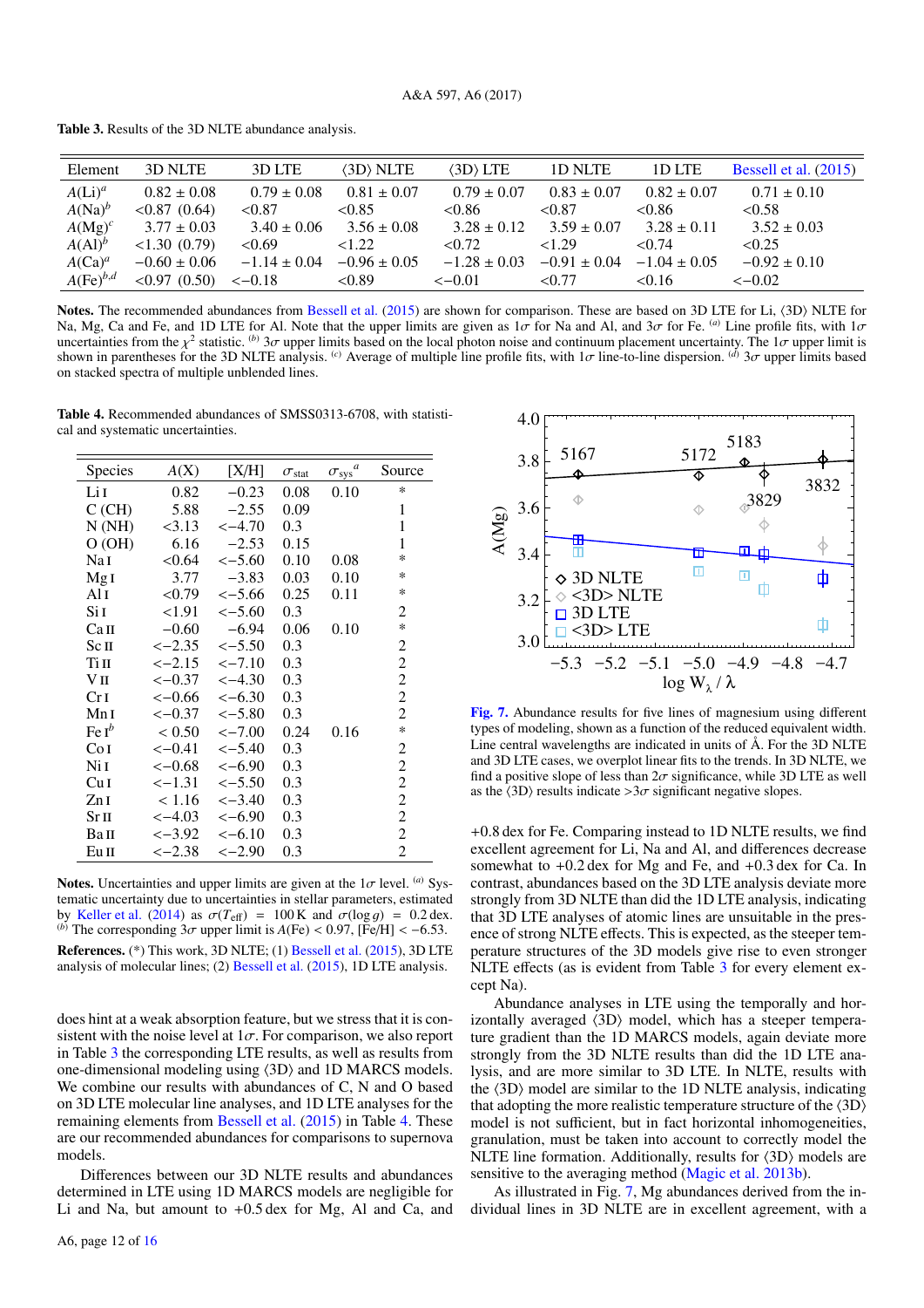**Table 3.** Results of the 3D NLTE abundance analysis.

| Element | 3D NLTE | 3D LTE | ⟨3D⟩ NLTE | ⟨3D⟩ LTE | 1D NLTE | 1D LTE | Bessell et al. (2015) |
|---|---|---|---|---|---|---|---|
| $A(\mathrm{Li})^a$ | 0.82 ± 0.08 | 0.79 ± 0.08 | 0.81 ± 0.07 | 0.79 ± 0.07 | 0.83 ± 0.07 | 0.82 ± 0.07 | 0.71 ± 0.10 |
| $A(\mathrm{Na})^b$ | <0.87 (0.64) | <0.87 | <0.85 | <0.86 | <0.87 | <0.86 | <0.58 |
| $A(\mathrm{Mg})^c$ | 3.77 ± 0.03 | 3.40 ± 0.06 | 3.56 ± 0.08 | 3.28 ± 0.12 | 3.59 ± 0.07 | 3.28 ± 0.11 | 3.52 ± 0.03 |
| $A(\mathrm{Al})^b$ | <1.30 (0.79) | <0.69 | <1.22 | <0.72 | <1.29 | <0.74 | <0.25 |
| $A(\mathrm{Ca})^a$ | −0.60 ± 0.06 | −1.14 ± 0.04 | −0.96 ± 0.05 | −1.28 ± 0.03 | −0.91 ± 0.04 | −1.04 ± 0.05 | −0.92 ± 0.10 |
| $A(\mathrm{Fe})^{b,d}$ | <0.97 (0.50) | <−0.18 | <0.89 | <−0.01 | <0.77 | <0.16 | <−0.02 |

**Notes.** The recommended abundances from Bessell et al. (2015) are shown for comparison. These are based on 3D LTE for Li, ⟨3D⟩ NLTE for Na, Mg, Ca and Fe, and 1D LTE for Al. Note that the upper limits are given as $1\sigma$ for Na and Al, and $3\sigma$ for Fe. [(a)] Line profile fits, with $1\sigma$ uncertainties from the $\chi^2$ statistic. [(b)] $3\sigma$ upper limits based on the local photon noise and continuum placement uncertainty. The $1\sigma$ upper limit is shown in parentheses for the 3D NLTE analysis. [(c)] Average of multiple line profile fits, with $1\sigma$ line-to-line dispersion. [(d)] $3\sigma$ upper limits based on stacked spectra of multiple unblended lines.

**Table 4.** Recommended abundances of SMSS0313-6708, with statistical and systematic uncertainties.

| Species | A(X) | [X/H] | $\sigma_{\mathrm{stat}}$ | $\sigma_{\mathrm{sys}}{}^a$ | Source |
|---|---|---|---|---|---|
| Li I | 0.82 | −0.23 | 0.08 | 0.10 | * |
| C (CH) | 5.88 | −2.55 | 0.09 | | 1 |
| N (NH) | <3.13 | <−4.70 | 0.3 | | 1 |
| O (OH) | 6.16 | −2.53 | 0.15 | | 1 |
| Na I | <0.64 | <−5.60 | 0.10 | 0.08 | * |
| Mg I | 3.77 | −3.83 | 0.03 | 0.10 | * |
| Al I | <0.79 | <−5.66 | 0.25 | 0.11 | * |
| Si I | <1.91 | <−5.60 | 0.3 | | 2 |
| Ca II | −0.60 | −6.94 | 0.06 | 0.10 | * |
| Sc II | <−2.35 | <−5.50 | 0.3 | | 2 |
| Ti II | <−2.15 | <−7.10 | 0.3 | | 2 |
| V II | <−0.37 | <−4.30 | 0.3 | | 2 |
| Cr I | <−0.66 | <−6.30 | 0.3 | | 2 |
| Mn I | <−0.37 | <−5.80 | 0.3 | | 2 |
| Fe I[b] | < 0.50 | <−7.00 | 0.24 | 0.16 | * |
| Co I | <−0.41 | <−5.40 | 0.3 | | 2 |
| Ni I | <−0.68 | <−6.90 | 0.3 | | 2 |
| Cu I | <−1.31 | <−5.50 | 0.3 | | 2 |
| Zn I | < 1.16 | <−3.40 | 0.3 | | 2 |
| Sr II | <−4.03 | <−6.90 | 0.3 | | 2 |
| Ba II | <−3.92 | <−6.10 | 0.3 | | 2 |
| Eu II | <−2.38 | <−2.90 | 0.3 | | 2 |

**Notes.** Uncertainties and upper limits are given at the $1\sigma$ level. [(a)] Systematic uncertainty due to uncertainties in stellar parameters, estimated by Keller et al. (2014) as $\sigma(T_{\mathrm{eff}}) = 100$ K and $\sigma(\log g) = 0.2$ dex. [(b)] The corresponding $3\sigma$ upper limit is $A(\mathrm{Fe}) < 0.97$, $[\mathrm{Fe/H}] < -6.53$.

**References.** (*) This work, 3D NLTE; (1) Bessell et al. (2015), 3D LTE analysis of molecular lines; (2) Bessell et al. (2015), 1D LTE analysis.

does hint at a weak absorption feature, but we stress that it is consistent with the noise level at $1\sigma$. For comparison, we also report in Table 3 the corresponding LTE results, as well as results from one-dimensional modeling using ⟨3D⟩ and 1D MARCS models. We combine our results with abundances of C, N and O based on 3D LTE molecular line analyses, and 1D LTE analyses for the remaining elements from Bessell et al. (2015) in Table 4. These are our recommended abundances for comparisons to supernova models.

Differences between our 3D NLTE results and abundances determined in LTE using 1D MARCS models are negligible for Li and Na, but amount to +0.5 dex for Mg, Al and Ca, and +0.8 dex for Fe. Comparing instead to 1D NLTE results, we find excellent agreement for Li, Na and Al, and differences decrease somewhat to +0.2 dex for Mg and Fe, and +0.3 dex for Ca. In contrast, abundances based on the 3D LTE analysis deviate more strongly from 3D NLTE than did the 1D LTE analysis, indicating that 3D LTE analyses of atomic lines are unsuitable in the presence of strong NLTE effects. This is expected, as the steeper temperature structures of the 3D models give rise to even stronger NLTE effects (as is evident from Table 3 for every element except Na).

Abundance analyses in LTE using the temporally and horizontally averaged ⟨3D⟩ model, which has a steeper temperature gradient than the 1D MARCS models, again deviate more strongly from the 3D NLTE results than did the 1D LTE analysis, and are more similar to 3D LTE. In NLTE, results with the ⟨3D⟩ model are similar to the 1D NLTE analysis, indicating that adopting the more realistic temperature structure of the ⟨3D⟩ model is not sufficient, but in fact horizontal inhomogeneities, granulation, must be taken into account to correctly model the NLTE line formation. Additionally, results for ⟨3D⟩ models are sensitive to the averaging method (Magic et al. 2013b).

**Fig. 7.** Abundance results for five lines of magnesium using different types of modeling, shown as a function of the reduced equivalent width. Line central wavelengths are indicated in units of Å. For the 3D NLTE and 3D LTE cases, we overplot linear fits to the trends. In 3D NLTE, we find a positive slope of less than $2\sigma$ significance, while 3D LTE as well as the ⟨3D⟩ results indicate $>3\sigma$ significant negative slopes.

As illustrated in Fig. 7, Mg abundances derived from the individual lines in 3D NLTE are in excellent agreement, with a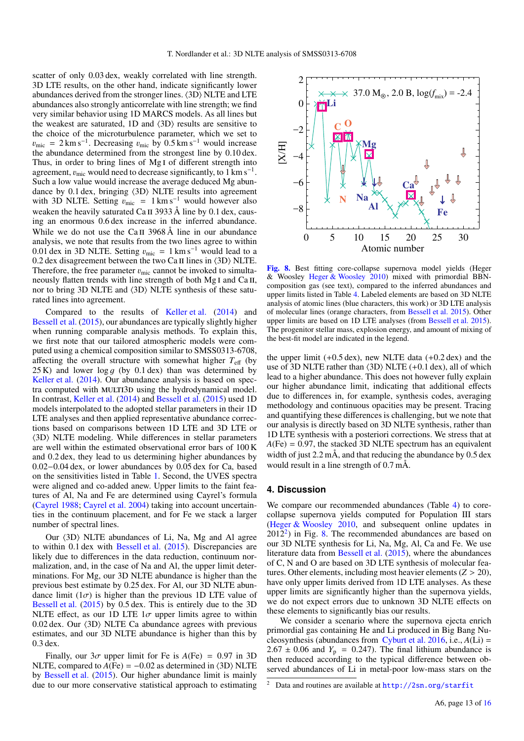scatter of only 0.03 dex, weakly correlated with line strength. 3D LTE results, on the other hand, indicate significantly lower abundances derived from the stronger lines. ⟨3D⟩ NLTE and LTE abundances also strongly anticorrelate with line strength; we find very similar behavior using 1D MARCS models. As all lines but the weakest are saturated, 1D and ⟨3D⟩ results are sensitive to the choice of the microturbulence parameter, which we set to $v_{\rm mic} = 2\,{\rm km\,s^{-1}}$. Decreasing $v_{\rm mic}$ by $0.5\,{\rm km\,s^{-1}}$ would increase the abundance determined from the strongest line by 0.10 dex. Thus, in order to bring lines of Mg I of different strength into agreement, $v_{\rm mic}$ would need to decrease significantly, to $1\,{\rm km\,s^{-1}}$. Such a low value would increase the average deduced Mg abundance by 0.1 dex, bringing ⟨3D⟩ NLTE results into agreement with 3D NLTE. Setting $v_{\rm mic} = 1\,{\rm km\,s^{-1}}$ would however also weaken the heavily saturated Ca II 3933 Å line by 0.1 dex, causing an enormous 0.6 dex increase in the inferred abundance. While we do not use the Ca II 3968 Å line in our abundance analysis, we note that results from the two lines agree to within 0.01 dex in 3D NLTE. Setting $v_{\rm mic} = 1\,{\rm km\,s^{-1}}$ would lead to a 0.2 dex disagreement between the two Ca II lines in ⟨3D⟩ NLTE. Therefore, the free parameter $v_{\rm mic}$ cannot be invoked to simultaneously flatten trends with line strength of both Mg I and Ca II, nor to bring 3D NLTE and ⟨3D⟩ NLTE synthesis of these saturated lines into agreement.

Compared to the results of Keller et al. (2014) and Bessell et al. (2015), our abundances are typically slightly higher when running comparable analysis methods. To explain this, we first note that our tailored atmospheric models were computed using a chemical composition similar to SMSS0313-6708, affecting the overall structure with somewhat higher $T_{\rm eff}$ (by 25 K) and lower $\log g$ (by 0.1 dex) than was determined by Keller et al. (2014). Our abundance analysis is based on spectra computed with MULTI3D using the hydrodynamical model. In contrast, Keller et al. (2014) and Bessell et al. (2015) used 1D models interpolated to the adopted stellar parameters in their 1D LTE analyses and then applied representative abundance corrections based on comparisons between 1D LTE and 3D LTE or ⟨3D⟩ NLTE modeling. While differences in stellar parameters are well within the estimated observational error bars of 100 K and 0.2 dex, they lead to us determining higher abundances by 0.02−0.04 dex, or lower abundances by 0.05 dex for Ca, based on the sensitivities listed in Table 1. Second, the UVES spectra were aligned and co-added anew. Upper limits to the faint features of Al, Na and Fe are determined using Cayrel's formula (Cayrel 1988; Cayrel et al. 2004) taking into account uncertainties in the continuum placement, and for Fe we stack a larger number of spectral lines.

Our ⟨3D⟩ NLTE abundances of Li, Na, Mg and Al agree to within 0.1 dex with Bessell et al. (2015). Discrepancies are likely due to differences in the data reduction, continuum normalization, and, in the case of Na and Al, the upper limit determinations. For Mg, our 3D NLTE abundance is higher than the previous best estimate by 0.25 dex. For Al, our 3D NLTE abundance limit ($1\sigma$) is higher than the previous 1D LTE value of Bessell et al. (2015) by 0.5 dex. This is entirely due to the 3D NLTE effect, as our 1D LTE $1\sigma$ upper limits agree to within 0.02 dex. Our ⟨3D⟩ NLTE Ca abundance agrees with previous estimates, and our 3D NLTE abundance is higher than this by 0.3 dex.

Finally, our $3\sigma$ upper limit for Fe is $A({\rm Fe}) = 0.97$ in 3D NLTE, compared to $A({\rm Fe}) = -0.02$ as determined in ⟨3D⟩ NLTE by Bessell et al. (2015). Our higher abundance limit is mainly due to our more conservative statistical approach to estimating the upper limit (+0.5 dex), new NLTE data (+0.2 dex) and the use of 3D NLTE rather than ⟨3D⟩ NLTE (+0.1 dex), all of which lead to a higher abundance. This does not however fully explain our higher abundance limit, indicating that additional effects due to differences in, for example, synthesis codes, averaging methodology and continuous opacities may be present. Tracing and quantifying these differences is challenging, but we note that our analysis is directly based on 3D NLTE synthesis, rather than 1D LTE synthesis with a posteriori corrections. We stress that at $A({\rm Fe}) = 0.97$, the stacked 3D NLTE spectrum has an equivalent width of just 2.2 mÅ, and that reducing the abundance by 0.5 dex would result in a line strength of 0.7 mÅ.

**Fig. 8.** Best fitting core-collapse supernova model yields (Heger & Woosley Heger & Woosley 2010) mixed with primordial BBN-composition gas (see text), compared to the inferred abundances and upper limits listed in Table 4. Labeled elements are based on 3D NLTE analysis of atomic lines (blue characters, this work) or 3D LTE analysis of molecular lines (orange characters, from Bessell et al. 2015). Other upper limits are based on 1D LTE analyses (from Bessell et al. 2015). The progenitor stellar mass, explosion energy, and amount of mixing of the best-fit model are indicated in the legend.

## 4. Discussion

We compare our recommended abundances (Table 4) to core-collapse supernova yields computed for Population III stars (Heger & Woosley 2010, and subsequent online updates in 2012[2]) in Fig. 8. The recommended abundances are based on our 3D NLTE synthesis for Li, Na, Mg, Al, Ca and Fe. We use literature data from Bessell et al. (2015), where the abundances of C, N and O are based on 3D LTE synthesis of molecular features. Other elements, including most heavier elements ($Z > 20$), have only upper limits derived from 1D LTE analyses. As these upper limits are significantly higher than the supernova yields, we do not expect errors due to unknown 3D NLTE effects on these elements to significantly bias our results.

We consider a scenario where the supernova ejecta enrich primordial gas containing He and Li produced in Big Bang Nucleosynthesis (abundances from Cyburt et al. 2016, i.e., $A({\rm Li}) = 2.67 \pm 0.06$ and $Y_{\rm p} = 0.247$). The final lithium abundance is then reduced according to the typical difference between observed abundances of Li in metal-poor low-mass stars on the

[2] Data and routines are available at http://2sn.org/starfit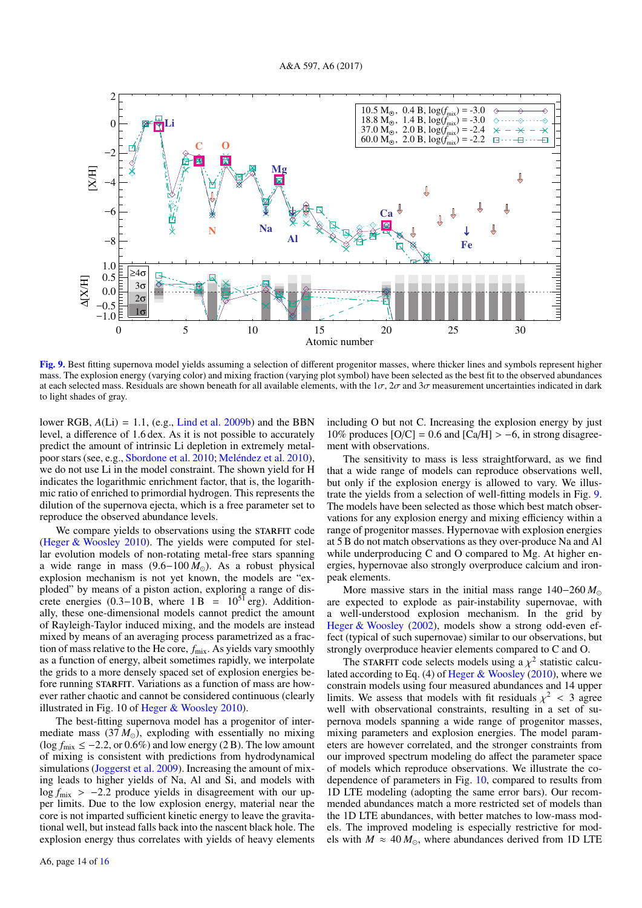**Fig. 9.** Best fitting supernova model yields assuming a selection of different progenitor masses, where thicker lines and symbols represent higher mass. The explosion energy (varying color) and mixing fraction (varying plot symbol) have been selected as the best fit to the observed abundances at each selected mass. Residuals are shown beneath for all available elements, with the $1\sigma$, $2\sigma$ and $3\sigma$ measurement uncertainties indicated in dark to light shades of gray.

lower RGB, $A$(Li) = 1.1, (e.g., Lind et al. 2009b) and the BBN level, a difference of 1.6 dex. As it is not possible to accurately predict the amount of intrinsic Li depletion in extremely metal-poor stars (see, e.g., Sbordone et al. 2010; Meléndez et al. 2010), we do not use Li in the model constraint. The shown yield for H indicates the logarithmic enrichment factor, that is, the logarithmic ratio of enriched to primordial hydrogen. This represents the dilution of the supernova ejecta, which is a free parameter set to reproduce the observed abundance levels.

We compare yields to observations using the STARFIT code (Heger & Woosley 2010). The yields were computed for stellar evolution models of non-rotating metal-free stars spanning a wide range in mass (9.6–100 $M_\odot$). As a robust physical explosion mechanism is not yet known, the models are "exploded" by means of a piston action, exploring a range of discrete energies (0.3–10 B, where 1 B = $10^{51}$ erg). Additionally, these one-dimensional models cannot predict the amount of Rayleigh-Taylor induced mixing, and the models are instead mixed by means of an averaging process parametrized as a fraction of mass relative to the He core, $f_{\rm mix}$. As yields vary smoothly as a function of energy, albeit sometimes rapidly, we interpolate the grids to a more densely spaced set of explosion energies before running STARFIT. Variations as a function of mass are however rather chaotic and cannot be considered continuous (clearly illustrated in Fig. 10 of Heger & Woosley 2010).

The best-fitting supernova model has a progenitor of intermediate mass (37 $M_\odot$), exploding with essentially no mixing ($\log f_{\rm mix} \leq -2.2$, or 0.6%) and low energy (2 B). The low amount of mixing is consistent with predictions from hydrodynamical simulations (Joggerst et al. 2009). Increasing the amount of mixing leads to higher yields of Na, Al and Si, and models with $\log f_{\rm mix} > -2.2$ produce yields in disagreement with our upper limits. Due to the low explosion energy, material near the core is not imparted sufficient kinetic energy to leave the gravitational well, but instead falls back into the nascent black hole. The explosion energy thus correlates with yields of heavy elements including O but not C. Increasing the explosion energy by just 10% produces [O/C] = 0.6 and [Ca/H] > −6, in strong disagreement with observations.

The sensitivity to mass is less straightforward, as we find that a wide range of models can reproduce observations well, but only if the explosion energy is allowed to vary. We illustrate the yields from a selection of well-fitting models in Fig. 9. The models have been selected as those which best match observations for any explosion energy and mixing efficiency within a range of progenitor masses. Hypernovae with explosion energies at 5 B do not match observations as they over-produce Na and Al while underproducing C and O compared to Mg. At higher energies, hypernovae also strongly overproduce calcium and iron-peak elements.

More massive stars in the initial mass range 140–260 $M_\odot$ are expected to explode as pair-instability supernovae, with a well-understood explosion mechanism. In the grid by Heger & Woosley (2002), models show a strong odd-even effect (typical of such supernovae) similar to our observations, but strongly overproduce heavier elements compared to C and O.

The STARFIT code selects models using a $\chi^2$ statistic calculated according to Eq. (4) of Heger & Woosley (2010), where we constrain models using four measured abundances and 14 upper limits. We assess that models with fit residuals $\chi^2 < 3$ agree well with observational constraints, resulting in a set of supernova models spanning a wide range of progenitor masses, mixing parameters and explosion energies. The model parameters are however correlated, and the stronger constraints from our improved spectrum modeling do affect the parameter space of models which reproduce observations. We illustrate the codependence of parameters in Fig. 10, compared to results from 1D LTE modeling (adopting the same error bars). Our recommended abundances match a more restricted set of models than the 1D LTE abundances, with better matches to low-mass models. The improved modeling is especially restrictive for models with $M \approx 40\,M_\odot$, where abundances derived from 1D LTE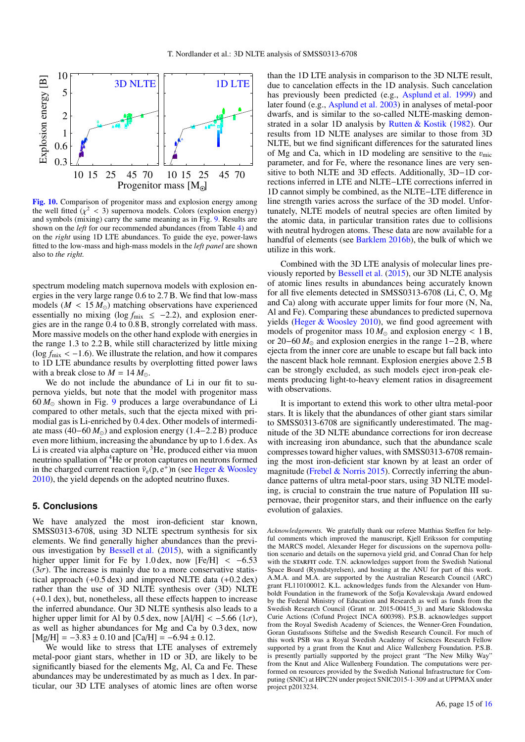**Fig. 10.** Comparison of progenitor mass and explosion energy among the well fitted ($\chi^2 < 3$) supernova models. Colors (explosion energy) and symbols (mixing) carry the same meaning as in Fig. 9. Results are shown on the *left* for our recommended abundances (from Table 4) and on the *right* using 1D LTE abundances. To guide the eye, power-laws fitted to the low-mass and high-mass models in the *left panel* are shown also to *the right.*

spectrum modeling match supernova models with explosion energies in the very large range 0.6 to 2.7 B. We find that low-mass models ($M < 15\,M_\odot$) matching observations have experienced essentially no mixing ($\log f_{\rm mix} \leq -2.2$), and explosion energies are in the range 0.4 to 0.8 B, strongly correlated with mass. More massive models on the other hand explode with energies in the range 1.3 to 2.2 B, while still characterized by little mixing ($\log f_{\rm mix} < -1.6$). We illustrate the relation, and how it compares to 1D LTE abundance results by overplotting fitted power laws with a break close to $M = 14\,M_\odot$.

We do not include the abundance of Li in our fit to supernova yields, but note that the model with progenitor mass $60\,M_\odot$ shown in Fig. 9 produces a large overabundance of Li compared to other metals, such that the ejecta mixed with primodial gas is Li-enriched by 0.4 dex. Other models of intermediate mass ($40-60\,M_\odot$) and explosion energy (1.4−2.2 B) produce even more lithium, increasing the abundance by up to 1.6 dex. As Li is created via alpha capture on $^3$He, produced either via muon neutrino spallation of $^4$He or proton captures on neutrons formed in the charged current reaction $\bar{\nu}_e(\mathrm{p}, \mathrm{e}^+)\mathrm{n}$ (see Heger & Woosley 2010), the yield depends on the adopted neutrino fluxes.

## 5. Conclusions

We have analyzed the most iron-deficient star known, SMSS0313-6708, using 3D NLTE spectrum synthesis for six elements. We find generally higher abundances than the previous investigation by Bessell et al. (2015), with a significantly higher upper limit for Fe by 1.0 dex, now [Fe/H] $< -6.53$ ($3\sigma$). The increase is mainly due to a more conservative statistical approach (+0.5 dex) and improved NLTE data (+0.2 dex) rather than the use of 3D NLTE synthesis over $\langle$3D$\rangle$ NLTE (+0.1 dex), but, nonetheless, all these effects happen to increase the inferred abundance. Our 3D NLTE synthesis also leads to a higher upper limit for Al by 0.5 dex, now [Al/H] $< -5.66$ ($1\sigma$), as well as higher abundances for Mg and Ca by 0.3 dex, now [Mg/H] $= -3.83 \pm 0.10$ and [Ca/H] $= -6.94 \pm 0.12$.

We would like to stress that LTE analyses of extremely metal-poor giant stars, whether in 1D or 3D, are likely to be significantly biased for the elements Mg, Al, Ca and Fe. These abundances may be underestimated by as much as 1 dex. In particular, our 3D LTE analyses of atomic lines are often worse than the 1D LTE analysis in comparison to the 3D NLTE result, due to cancelation effects in the 1D analysis. Such cancelation has previously been predicted (e.g., Asplund et al. 1999) and later found (e.g., Asplund et al. 2003) in analyses of metal-poor dwarfs, and is similar to the so-called NLTE-masking demonstrated in a solar 1D analysis by Rutten & Kostik (1982). Our results from 1D NLTE analyses are similar to those from 3D NLTE, but we find significant differences for the saturated lines of Mg and Ca, which in 1D modeling are sensitive to the $v_{\rm mic}$ parameter, and for Fe, where the resonance lines are very sensitive to both NLTE and 3D effects. Additionally, 3D−1D corrections inferred in LTE and NLTE−LTE corrections inferred in 1D cannot simply be combined, as the NLTE−LTE difference in line strength varies across the surface of the 3D model. Unfortunately, NLTE models of neutral species are often limited by the atomic data, in particular transition rates due to collisions with neutral hydrogen atoms. These data are now available for a handful of elements (see Barklem 2016b), the bulk of which we utilize in this work.

Combined with the 3D LTE analysis of molecular lines previously reported by Bessell et al. (2015), our 3D NLTE analysis of atomic lines results in abundances being accurately known for all five elements detected in SMSS0313-6708 (Li, C, O, Mg and Ca) along with accurate upper limits for four more (N, Na, Al and Fe). Comparing these abundances to predicted supernova yields (Heger & Woosley 2010), we find good agreement with models of progenitor mass $10\,M_\odot$ and explosion energy $< 1$ B, or $20-60\,M_\odot$ and explosion energies in the range 1−2 B, where ejecta from the inner core are unable to escape but fall back into the nascent black hole remnant. Explosion energies above 2.5 B can be strongly excluded, as such models eject iron-peak elements producing light-to-heavy element ratios in disagreement with observations.

It is important to extend this work to other ultra metal-poor stars. It is likely that the abundances of other giant stars similar to SMSS0313-6708 are significantly underestimated. The magnitude of the 3D NLTE abundance corrections for iron decrease with increasing iron abundance, such that the abundance scale compresses toward higher values, with SMSS0313-6708 remaining the most iron-deficient star known by at least an order of magnitude (Frebel & Norris 2015). Correctly inferring the abundance patterns of ultra metal-poor stars, using 3D NLTE modeling, is crucial to constrain the true nature of Population III supernovae, their progenitor stars, and their influence on the early evolution of galaxies.

*Acknowledgements.* We gratefully thank our referee Matthias Steffen for helpful comments which improved the manuscript, Kjell Eriksson for computing the MARCS model, Alexander Heger for discussions on the supernova pollution scenario and details on the supernova yield grid, and Conrad Chan for help with the STARFIT code. T.N. acknowledges support from the Swedish National Space Board (Rymdstyrelsen), and hosting at the ANU for part of this work. A.M.A. and M.A. are supported by the Australian Research Council (ARC) grant FL110100012. K.L. acknowledges funds from the Alexander von Humboldt Foundation in the framework of the Sofja Kovalevskaja Award endowed by the Federal Ministry of Education and Research as well as funds from the Swedish Research Council (Grant nr. 2015-00415_3) and Marie Sklodowska Curie Actions (Cofund Project INCA 600398). P.S.B. acknowledges support from the Royal Swedish Academy of Sciences, the Wenner-Gren Foundation, Goran Gustafssons Stiftelse and the Swedish Research Council. For much of this work PSB was a Royal Swedish Academy of Sciences Research Fellow supported by a grant from the Knut and Alice Wallenberg Foundation. P.S.B. is presently partially supported by the project grant "The New Milky Way" from the Knut and Alice Wallenberg Foundation. The computations were performed on resources provided by the Swedish National Infrastructure for Computing (SNIC) at HPC2N under project SNIC2015-1-309 and at UPPMAX under project p2013234.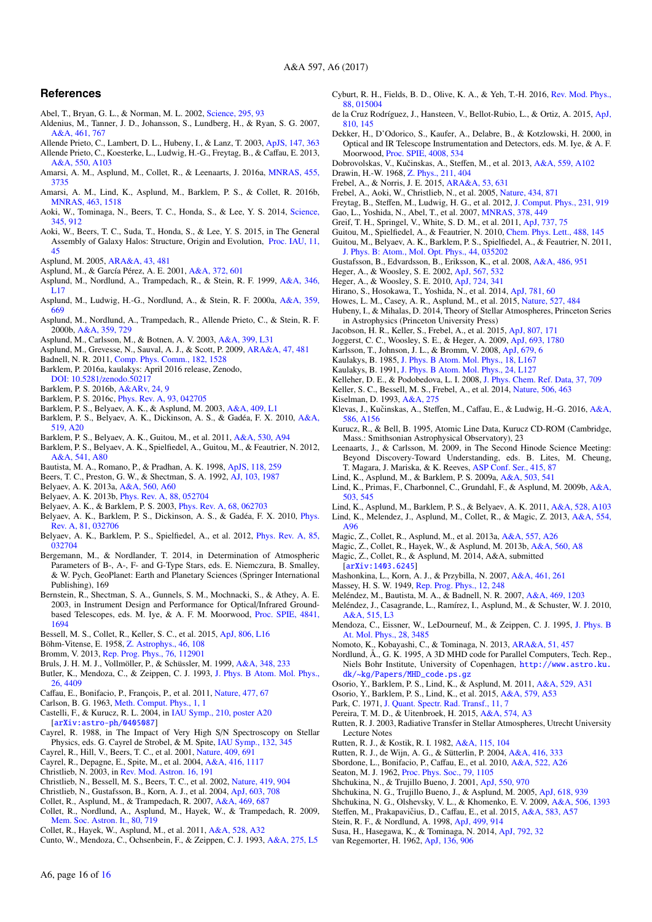## References

Abel, T., Bryan, G. L., & Norman, M. L. 2002, Science, 295, 93

Aldenius, M., Tanner, J. D., Johansson, S., Lundberg, H., & Ryan, S. G. 2007, A&A, 461, 767

Allende Prieto, C., Lambert, D. L., Hubeny, I., & Lanz, T. 2003, ApJS, 147, 363

Allende Prieto, C., Koesterke, L., Ludwig, H.-G., Freytag, B., & Caffau, E. 2013, A&A, 550, A103

Amarsi, A. M., Asplund, M., Collet, R., & Leenaarts, J. 2016a, MNRAS, 455, 3735

Amarsi, A. M., Lind, K., Asplund, M., Barklem, P. S., & Collet, R. 2016b, MNRAS, 463, 1518

Aoki, W., Tominaga, N., Beers, T. C., Honda, S., & Lee, Y. S. 2014, Science, 345, 912

Aoki, W., Beers, T. C., Suda, T., Honda, S., & Lee, Y. S. 2015, in The General Assembly of Galaxy Halos: Structure, Origin and Evolution, Proc. IAU, 11, 45

Asplund, M. 2005, ARA&A, 43, 481

Asplund, M., & García Pérez, A. E. 2001, A&A, 372, 601

Asplund, M., Nordlund, A., Trampedach, R., & Stein, R. F. 1999, A&A, 346, L17

Asplund, M., Ludwig, H.-G., Nordlund, A., & Stein, R. F. 2000a, A&A, 359, 669

Asplund, M., Nordlund, A., Trampedach, R., Allende Prieto, C., & Stein, R. F. 2000b, A&A, 359, 729

Asplund, M., Carlsson, M., & Botnen, A. V. 2003, A&A, 399, L31

Asplund, M., Grevesse, N., Sauval, A. J., & Scott, P. 2009, ARA&A, 47, 481

Badnell, N. R. 2011, Comp. Phys. Comm., 182, 1528

Barklem, P. 2016a, kaulakys: April 2016 release, Zenodo, DOI: 10.5281/zenodo.50217

Barklem, P. S. 2016b, A&ARv, 24, 9

Barklem, P. S. 2016c, Phys. Rev. A, 93, 042705

Barklem, P. S., Belyaev, A. K., & Asplund, M. 2003, A&A, 409, L1

Barklem, P. S., Belyaev, A. K., Dickinson, A. S., & Gadéa, F. X. 2010, A&A, 519, A20

Barklem, P. S., Belyaev, A. K., Guitou, M., et al. 2011, A&A, 530, A94

Barklem, P. S., Belyaev, A. K., Spielfiedel, A., Guitou, M., & Feautrier, N. 2012, A&A, 541, A80

Bautista, M. A., Romano, P., & Pradhan, A. K. 1998, ApJS, 118, 259

Beers, T. C., Preston, G. W., & Shectman, S. A. 1992, AJ, 103, 1987

Belyaev, A. K. 2013a, A&A, 560, A60

Belyaev, A. K. 2013b, Phys. Rev. A, 88, 052704

Belyaev, A. K., & Barklem, P. S. 2003, Phys. Rev. A, 68, 062703

Belyaev, A. K., Barklem, P. S., Dickinson, A. S., & Gadéa, F. X. 2010, Phys. Rev. A, 81, 032706

Belyaev, A. K., Barklem, P. S., Spielfiedel, A., et al. 2012, Phys. Rev. A, 85, 032704

Bergemann, M., & Nordlander, T. 2014, in Determination of Atmospheric Parameters of B-, A-, F- and G-Type Stars, eds. E. Niemczura, B. Smalley, & W. Pych, GeoPlanet: Earth and Planetary Sciences (Springer International Publishing), 169

Bernstein, R., Shectman, S. A., Gunnels, S. M., Mochnacki, S., & Athey, A. E. 2003, in Instrument Design and Performance for Optical/Infrared Ground-based Telescopes, eds. M. Iye, & A. F. M. Moorwood, Proc. SPIE, 4841, 1694

Bessell, M. S., Collet, R., Keller, S. C., et al. 2015, ApJ, 806, L16

Böhm-Vitense, E. 1958, Z. Astrophys., 46, 108

Bromm, V. 2013, Rep. Prog. Phys., 76, 112901

Bruls, J. H. M. J., Vollmöller, P., & Schüssler, M. 1999, A&A, 348, 233

Butler, K., Mendoza, C., & Zeippen, C. J. 1993, J. Phys. B Atom. Mol. Phys., 26, 4409

Caffau, E., Bonifacio, P., François, P., et al. 2011, Nature, 477, 67

Carlson, B. G. 1963, Meth. Comput. Phys., 1, 1

Castelli, F., & Kurucz, R. L. 2004, in IAU Symp., 210, poster A20 [arXiv:astro-ph/0405087]

Cayrel, R. 1988, in The Impact of Very High S/N Spectroscopy on Stellar Physics, eds. G. Cayrel de Strobel, & M. Spite, IAU Symp., 132, 345

Cayrel, R., Hill, V., Beers, T. C., et al. 2001, Nature, 409, 691

Cayrel, R., Depagne, E., Spite, M., et al. 2004, A&A, 416, 1117

Christlieb, N. 2003, in Rev. Mod. Astron. 16, 191

Christlieb, N., Bessell, M. S., Beers, T. C., et al. 2002, Nature, 419, 904

Christlieb, N., Gustafsson, B., Korn, A. J., et al. 2004, ApJ, 603, 708

Collet, R., Asplund, M., & Trampedach, R. 2007, A&A, 469, 687

Collet, R., Nordlund, A., Asplund, M., Hayek, W., & Trampedach, R. 2009, Mem. Soc. Astron. It., 80, 719

Collet, R., Hayek, W., Asplund, M., et al. 2011, A&A, 528, A32

Cunto, W., Mendoza, C., Ochsenbein, F., & Zeippen, C. J. 1993, A&A, 275, L5

Cyburt, R. H., Fields, B. D., Olive, K. A., & Yeh, T.-H. 2016, Rev. Mod. Phys., 88, 015004

de la Cruz Rodríguez, J., Hansteen, V., Bellot-Rubio, L., & Ortiz, A. 2015, ApJ, 810, 145

Dekker, H., D'Odorico, S., Kaufer, A., Delabre, B., & Kotzlowski, H. 2000, in Optical and IR Telescope Instrumentation and Detectors, eds. M. Iye, & A. F. Moorwood, Proc. SPIE, 4008, 534

Dobrovolskas, V., Kučinskas, A., Steffen, M., et al. 2013, A&A, 559, A102

Drawin, H.-W. 1968, Z. Phys., 211, 404

Frebel, A., & Norris, J. E. 2015, ARA&A, 53, 631

Frebel, A., Aoki, W., Christlieb, N., et al. 2005, Nature, 434, 871

Freytag, B., Steffen, M., Ludwig, H. G., et al. 2012, J. Comput. Phys., 231, 919

Gao, L., Yoshida, N., Abel, T., et al. 2007, MNRAS, 378, 449

Greif, T. H., Springel, V., White, S. D. M., et al. 2011, ApJ, 737, 75

Guitou, M., Spielfiedel, A., & Feautrier, N. 2010, Chem. Phys. Lett., 488, 145

Guitou, M., Belyaev, A. K., Barklem, P. S., Spielfiedel, A., & Feautrier, N. 2011, J. Phys. B: Atom., Mol. Opt. Phys., 44, 035202

Gustafsson, B., Edvardsson, B., Eriksson, K., et al. 2008, A&A, 486, 951

Heger, A., & Woosley, S. E. 2002, ApJ, 567, 532

Heger, A., & Woosley, S. E. 2010, ApJ, 724, 341

Hirano, S., Hosokawa, T., Yoshida, N., et al. 2014, ApJ, 781, 60

Howes, L. M., Casey, A. R., Asplund, M., et al. 2015, Nature, 527, 484

Hubeny, I., & Mihalas, D. 2014, Theory of Stellar Atmospheres, Princeton Series in Astrophysics (Princeton University Press)

Jacobson, H. R., Keller, S., Frebel, A., et al. 2015, ApJ, 807, 171

Joggerst, C. C., Woosley, S. E., & Heger, A. 2009, ApJ, 693, 1780

Karlsson, T., Johnson, J. L., & Bromm, V. 2008, ApJ, 679, 6

Kaulakys, B. 1985, J. Phys. B Atom. Mol. Phys., 18, L167

Kaulakys, B. 1991, J. Phys. B Atom. Mol. Phys., 24, L127

Kelleher, D. E., & Podobedova, L. I. 2008, J. Phys. Chem. Ref. Data, 37, 709

Keller, S. C., Bessell, M. S., Frebel, A., et al. 2014, Nature, 506, 463

Kiselman, D. 1993, A&A, 275

Klevas, J., Kučinskas, A., Steffen, M., Caffau, E., & Ludwig, H.-G. 2016, A&A, 586, A156

Kurucz, R., & Bell, B. 1995, Atomic Line Data, Kurucz CD-ROM (Cambridge, Mass.: Smithsonian Astrophysical Observatory), 23

Leenaarts, J., & Carlsson, M. 2009, in The Second Hinode Science Meeting: Beyond Discovery-Toward Understanding, eds. B. Lites, M. Cheung, T. Magara, J. Mariska, & K. Reeves, ASP Conf. Ser., 415, 87

Lind, K., Asplund, M., & Barklem, P. S. 2009a, A&A, 503, 541

Lind, K., Primas, F., Charbonnel, C., Grundahl, F., & Asplund, M. 2009b, A&A, 503, 545

Lind, K., Asplund, M., Barklem, P. S., & Belyaev, A. K. 2011, A&A, 528, A103

Lind, K., Melendez, J., Asplund, M., Collet, R., & Magic, Z. 2013, A&A, 554, A96

Magic, Z., Collet, R., Asplund, M., et al. 2013a, A&A, 557, A26

Magic, Z., Collet, R., Hayek, W., & Asplund, M. 2013b, A&A, 560, A8

Magic, Z., Collet, R., & Asplund, M. 2014, A&A, submitted [arXiv:1403.6245]

Mashonkina, L., Korn, A. J., & Przybilla, N. 2007, A&A, 461, 261

Massey, H. S. W. 1949, Rep. Prog. Phys., 12, 248

Meléndez, M., Bautista, M. A., & Badnell, N. R. 2007, A&A, 469, 1203

Meléndez, J., Casagrande, L., Ramírez, I., Asplund, M., & Schuster, W. J. 2010, A&A, 515, L3

Mendoza, C., Eissner, W., LeDourneuf, M., & Zeippen, C. J. 1995, J. Phys. B At. Mol. Phys., 28, 3485

Nomoto, K., Kobayashi, C., & Tominaga, N. 2013, ARA&A, 51, 457

Nordlund, Å., G. K. 1995, A 3D MHD code for Parallel Computers, Tech. Rep., Niels Bohr Institute, University of Copenhagen, http://www.astro.ku.dk/~kg/Papers/MHD_code.ps.gz

Osorio, Y., Barklem, P. S., Lind, K., & Asplund, M. 2011, A&A, 529, A31

Osorio, Y., Barklem, P. S., Lind, K., et al. 2015, A&A, 579, A53

Park, C. 1971, J. Quant. Spectr. Rad. Transf., 11, 7

Pereira, T. M. D., & Uitenbroek, H. 2015, A&A, 574, A3

Rutten, R. J. 2003, Radiative Transfer in Stellar Atmospheres, Utrecht University Lecture Notes

Rutten, R. J., & Kostik, R. I. 1982, A&A, 115, 104

Rutten, R. J., de Wijn, A. G., & Sütterlin, P. 2004, A&A, 416, 333

Sbordone, L., Bonifacio, P., Caffau, E., et al. 2010, A&A, 522, A26

Seaton, M. J. 1962, Proc. Phys. Soc., 79, 1105

Shchukina, N., & Trujillo Bueno, J. 2001, ApJ, 550, 970

Shchukina, N. G., Trujillo Bueno, J., & Asplund, M. 2005, ApJ, 618, 939

Shchukina, N. G., Olshevsky, V. L., & Khomenko, E. V. 2009, A&A, 506, 1393

Steffen, M., Prakapavičius, D., Caffau, E., et al. 2015, A&A, 583, A57

Stein, R. F., & Nordlund, A. 1998, ApJ, 499, 914

Susa, H., Hasegawa, K., & Tominaga, N. 2014, ApJ, 792, 32

van Regemorter, H. 1962, ApJ, 136, 906